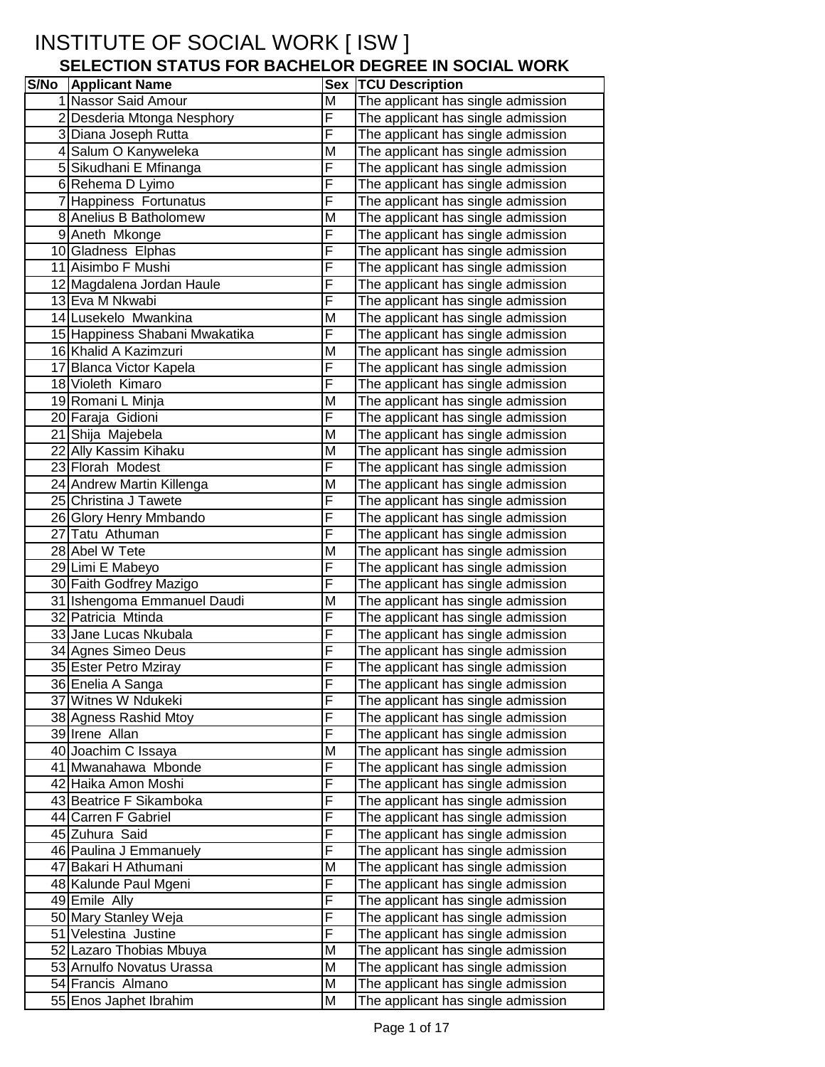# INSTITUTE OF SOCIAL WORK [ ISW ]

## SELECTION STATUS FOR BACHELOR DEGREE IN SOCIAL WORK

| S/No | Applicant Name | Sex | TCU Description |
|---|---|---|---|
| 1 | Nassor Said Amour | M | The applicant has single admission |
| 2 | Desderia Mtonga Nesphory | F | The applicant has single admission |
| 3 | Diana Joseph Rutta | F | The applicant has single admission |
| 4 | Salum O Kanyweleka | M | The applicant has single admission |
| 5 | Sikudhani E Mfinanga | F | The applicant has single admission |
| 6 | Rehema D Lyimo | F | The applicant has single admission |
| 7 | Happiness Fortunatus | F | The applicant has single admission |
| 8 | Anelius B Batholomew | M | The applicant has single admission |
| 9 | Aneth Mkonge | F | The applicant has single admission |
| 10 | Gladness Elphas | F | The applicant has single admission |
| 11 | Aisimbo F Mushi | F | The applicant has single admission |
| 12 | Magdalena Jordan Haule | F | The applicant has single admission |
| 13 | Eva M Nkwabi | F | The applicant has single admission |
| 14 | Lusekelo Mwankina | M | The applicant has single admission |
| 15 | Happiness Shabani Mwakatika | F | The applicant has single admission |
| 16 | Khalid A Kazimzuri | M | The applicant has single admission |
| 17 | Blanca Victor Kapela | F | The applicant has single admission |
| 18 | Violeth Kimaro | F | The applicant has single admission |
| 19 | Romani L Minja | M | The applicant has single admission |
| 20 | Faraja Gidioni | F | The applicant has single admission |
| 21 | Shija Majebela | M | The applicant has single admission |
| 22 | Ally Kassim Kihaku | M | The applicant has single admission |
| 23 | Florah Modest | F | The applicant has single admission |
| 24 | Andrew Martin Killenga | M | The applicant has single admission |
| 25 | Christina J Tawete | F | The applicant has single admission |
| 26 | Glory Henry Mmbando | F | The applicant has single admission |
| 27 | Tatu Athuman | F | The applicant has single admission |
| 28 | Abel W Tete | M | The applicant has single admission |
| 29 | Limi E Mabeyo | F | The applicant has single admission |
| 30 | Faith Godfrey Mazigo | F | The applicant has single admission |
| 31 | Ishengoma Emmanuel Daudi | M | The applicant has single admission |
| 32 | Patricia Mtinda | F | The applicant has single admission |
| 33 | Jane Lucas Nkubala | F | The applicant has single admission |
| 34 | Agnes Simeo Deus | F | The applicant has single admission |
| 35 | Ester Petro Mziray | F | The applicant has single admission |
| 36 | Enelia A Sanga | F | The applicant has single admission |
| 37 | Witnes W Ndukeki | F | The applicant has single admission |
| 38 | Agness Rashid Mtoy | F | The applicant has single admission |
| 39 | Irene Allan | F | The applicant has single admission |
| 40 | Joachim C Issaya | M | The applicant has single admission |
| 41 | Mwanahawa Mbonde | F | The applicant has single admission |
| 42 | Haika Amon Moshi | F | The applicant has single admission |
| 43 | Beatrice F Sikamboka | F | The applicant has single admission |
| 44 | Carren F Gabriel | F | The applicant has single admission |
| 45 | Zuhura Said | F | The applicant has single admission |
| 46 | Paulina J Emmanuely | F | The applicant has single admission |
| 47 | Bakari H Athumani | M | The applicant has single admission |
| 48 | Kalunde Paul Mgeni | F | The applicant has single admission |
| 49 | Emile Ally | F | The applicant has single admission |
| 50 | Mary Stanley Weja | F | The applicant has single admission |
| 51 | Velestina Justine | F | The applicant has single admission |
| 52 | Lazaro Thobias Mbuya | M | The applicant has single admission |
| 53 | Arnulfo Novatus Urassa | M | The applicant has single admission |
| 54 | Francis Almano | M | The applicant has single admission |
| 55 | Enos Japhet Ibrahim | M | The applicant has single admission |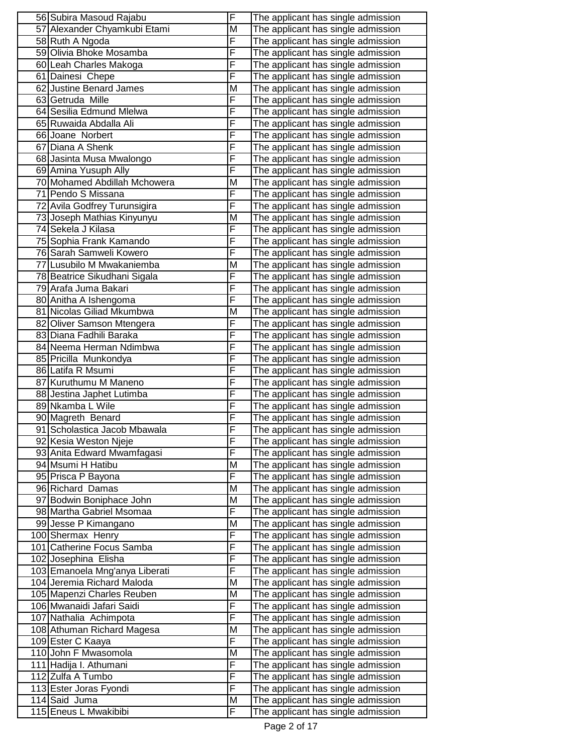| | | | |
|---|---|---|---|
| 56 | Subira Masoud Rajabu | F | The applicant has single admission |
| 57 | Alexander Chyamkubi Etami | M | The applicant has single admission |
| 58 | Ruth A Ngoda | F | The applicant has single admission |
| 59 | Olivia Bhoke Mosamba | F | The applicant has single admission |
| 60 | Leah Charles Makoga | F | The applicant has single admission |
| 61 | Dainesi Chepe | F | The applicant has single admission |
| 62 | Justine Benard James | M | The applicant has single admission |
| 63 | Getruda Mille | F | The applicant has single admission |
| 64 | Sesilia Edmund Mlelwa | F | The applicant has single admission |
| 65 | Ruwaida Abdalla Ali | F | The applicant has single admission |
| 66 | Joane Norbert | F | The applicant has single admission |
| 67 | Diana A Shenk | F | The applicant has single admission |
| 68 | Jasinta Musa Mwalongo | F | The applicant has single admission |
| 69 | Amina Yusuph Ally | F | The applicant has single admission |
| 70 | Mohamed Abdillah Mchowera | M | The applicant has single admission |
| 71 | Pendo S Missana | F | The applicant has single admission |
| 72 | Avila Godfrey Turunsigira | F | The applicant has single admission |
| 73 | Joseph Mathias Kinyunyu | M | The applicant has single admission |
| 74 | Sekela J Kilasa | F | The applicant has single admission |
| 75 | Sophia Frank Kamando | F | The applicant has single admission |
| 76 | Sarah Samweli Kowero | F | The applicant has single admission |
| 77 | Lusubilo M Mwakaniemba | M | The applicant has single admission |
| 78 | Beatrice Sikudhani Sigala | F | The applicant has single admission |
| 79 | Arafa Juma Bakari | F | The applicant has single admission |
| 80 | Anitha A Ishengoma | F | The applicant has single admission |
| 81 | Nicolas Giliad Mkumbwa | M | The applicant has single admission |
| 82 | Oliver Samson Mtengera | F | The applicant has single admission |
| 83 | Diana Fadhili Baraka | F | The applicant has single admission |
| 84 | Neema Herman Ndimbwa | F | The applicant has single admission |
| 85 | Pricilla Munkondya | F | The applicant has single admission |
| 86 | Latifa R Msumi | F | The applicant has single admission |
| 87 | Kuruthumu M Maneno | F | The applicant has single admission |
| 88 | Jestina Japhet Lutimba | F | The applicant has single admission |
| 89 | Nkamba L Wile | F | The applicant has single admission |
| 90 | Magreth Benard | F | The applicant has single admission |
| 91 | Scholastica Jacob Mbawala | F | The applicant has single admission |
| 92 | Kesia Weston Njeje | F | The applicant has single admission |
| 93 | Anita Edward Mwamfagasi | F | The applicant has single admission |
| 94 | Msumi H Hatibu | M | The applicant has single admission |
| 95 | Prisca P Bayona | F | The applicant has single admission |
| 96 | Richard Damas | M | The applicant has single admission |
| 97 | Bodwin Boniphace John | M | The applicant has single admission |
| 98 | Martha Gabriel Msomaa | F | The applicant has single admission |
| 99 | Jesse P Kimangano | M | The applicant has single admission |
| 100 | Shermax Henry | F | The applicant has single admission |
| 101 | Catherine Focus Samba | F | The applicant has single admission |
| 102 | Josephina Elisha | F | The applicant has single admission |
| 103 | Emanoela Mng'anya Liberati | F | The applicant has single admission |
| 104 | Jeremia Richard Maloda | M | The applicant has single admission |
| 105 | Mapenzi Charles Reuben | M | The applicant has single admission |
| 106 | Mwanaidi Jafari Saidi | F | The applicant has single admission |
| 107 | Nathalia Achimpota | F | The applicant has single admission |
| 108 | Athuman Richard Magesa | M | The applicant has single admission |
| 109 | Ester C Kaaya | F | The applicant has single admission |
| 110 | John F Mwasomola | M | The applicant has single admission |
| 111 | Hadija I. Athumani | F | The applicant has single admission |
| 112 | Zulfa A Tumbo | F | The applicant has single admission |
| 113 | Ester Joras Fyondi | F | The applicant has single admission |
| 114 | Said Juma | M | The applicant has single admission |
| 115 | Eneus L Mwakibibi | F | The applicant has single admission |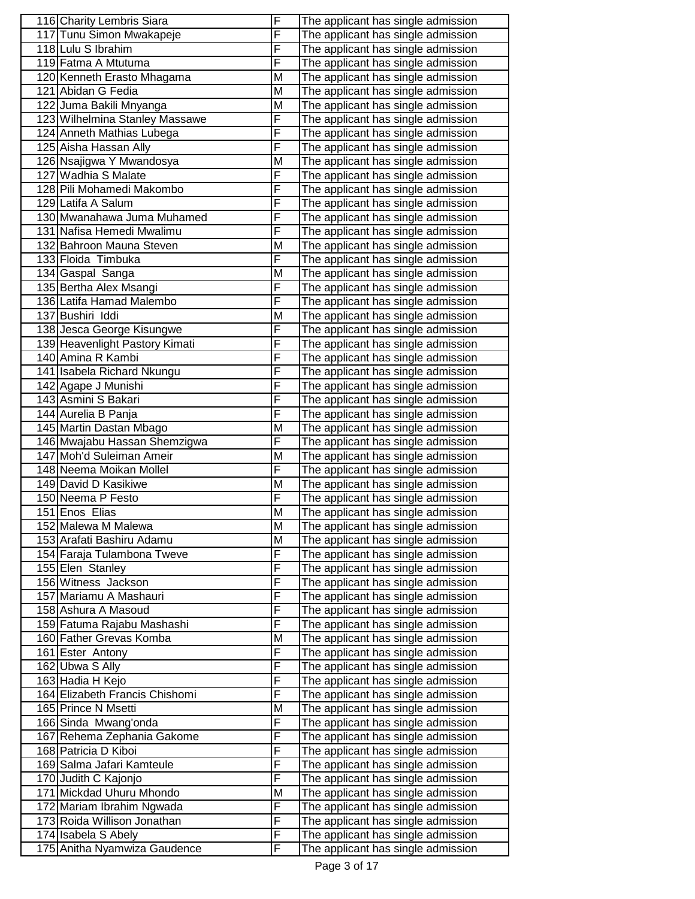| | | | |
|---|---|---|---|
| 116 | Charity Lembris Siara | F | The applicant has single admission |
| 117 | Tunu Simon Mwakapeje | F | The applicant has single admission |
| 118 | Lulu S Ibrahim | F | The applicant has single admission |
| 119 | Fatma A Mtutuma | F | The applicant has single admission |
| 120 | Kenneth Erasto Mhagama | M | The applicant has single admission |
| 121 | Abidan G Fedia | M | The applicant has single admission |
| 122 | Juma Bakili Mnyanga | M | The applicant has single admission |
| 123 | Wilhelmina Stanley Massawe | F | The applicant has single admission |
| 124 | Anneth Mathias Lubega | F | The applicant has single admission |
| 125 | Aisha Hassan Ally | F | The applicant has single admission |
| 126 | Nsajigwa Y Mwandosya | M | The applicant has single admission |
| 127 | Wadhia S Malate | F | The applicant has single admission |
| 128 | Pili Mohamedi Makombo | F | The applicant has single admission |
| 129 | Latifa A Salum | F | The applicant has single admission |
| 130 | Mwanahawa Juma Muhamed | F | The applicant has single admission |
| 131 | Nafisa Hemedi Mwalimu | F | The applicant has single admission |
| 132 | Bahroon Mauna Steven | M | The applicant has single admission |
| 133 | Floida Timbuka | F | The applicant has single admission |
| 134 | Gaspal Sanga | M | The applicant has single admission |
| 135 | Bertha Alex Msangi | F | The applicant has single admission |
| 136 | Latifa Hamad Malembo | F | The applicant has single admission |
| 137 | Bushiri Iddi | M | The applicant has single admission |
| 138 | Jesca George Kisungwe | F | The applicant has single admission |
| 139 | Heavenlight Pastory Kimati | F | The applicant has single admission |
| 140 | Amina R Kambi | F | The applicant has single admission |
| 141 | Isabela Richard Nkungu | F | The applicant has single admission |
| 142 | Agape J Munishi | F | The applicant has single admission |
| 143 | Asmini S Bakari | F | The applicant has single admission |
| 144 | Aurelia B Panja | F | The applicant has single admission |
| 145 | Martin Dastan Mbago | M | The applicant has single admission |
| 146 | Mwajabu Hassan Shemzigwa | F | The applicant has single admission |
| 147 | Moh'd Suleiman Ameir | M | The applicant has single admission |
| 148 | Neema Moikan Mollel | F | The applicant has single admission |
| 149 | David D Kasikiwe | M | The applicant has single admission |
| 150 | Neema P Festo | F | The applicant has single admission |
| 151 | Enos Elias | M | The applicant has single admission |
| 152 | Malewa M Malewa | M | The applicant has single admission |
| 153 | Arafati Bashiru Adamu | M | The applicant has single admission |
| 154 | Faraja Tulambona Tweve | F | The applicant has single admission |
| 155 | Elen Stanley | F | The applicant has single admission |
| 156 | Witness Jackson | F | The applicant has single admission |
| 157 | Mariamu A Mashauri | F | The applicant has single admission |
| 158 | Ashura A Masoud | F | The applicant has single admission |
| 159 | Fatuma Rajabu Mashashi | F | The applicant has single admission |
| 160 | Father Grevas Komba | M | The applicant has single admission |
| 161 | Ester Antony | F | The applicant has single admission |
| 162 | Ubwa S Ally | F | The applicant has single admission |
| 163 | Hadia H Kejo | F | The applicant has single admission |
| 164 | Elizabeth Francis Chishomi | F | The applicant has single admission |
| 165 | Prince N Msetti | M | The applicant has single admission |
| 166 | Sinda Mwang'onda | F | The applicant has single admission |
| 167 | Rehema Zephania Gakome | F | The applicant has single admission |
| 168 | Patricia D Kiboi | F | The applicant has single admission |
| 169 | Salma Jafari Kamteule | F | The applicant has single admission |
| 170 | Judith C Kajonjo | F | The applicant has single admission |
| 171 | Mickdad Uhuru Mhondo | M | The applicant has single admission |
| 172 | Mariam Ibrahim Ngwada | F | The applicant has single admission |
| 173 | Roida Willison Jonathan | F | The applicant has single admission |
| 174 | Isabela S Abely | F | The applicant has single admission |
| 175 | Anitha Nyamwiza Gaudence | F | The applicant has single admission |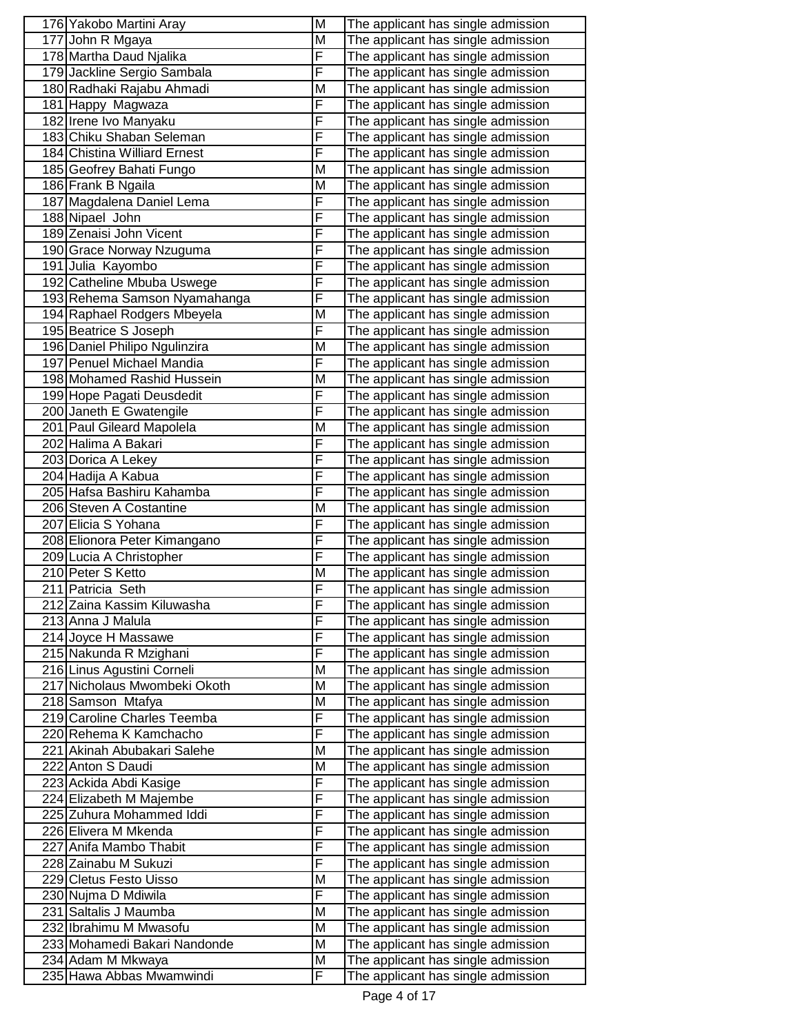| | | | |
|---|---|---|---|
| 176 | Yakobo Martini Aray | M | The applicant has single admission |
| 177 | John R Mgaya | M | The applicant has single admission |
| 178 | Martha Daud Njalika | F | The applicant has single admission |
| 179 | Jackline Sergio Sambala | F | The applicant has single admission |
| 180 | Radhaki Rajabu Ahmadi | M | The applicant has single admission |
| 181 | Happy Magwaza | F | The applicant has single admission |
| 182 | Irene Ivo Manyaku | F | The applicant has single admission |
| 183 | Chiku Shaban Seleman | F | The applicant has single admission |
| 184 | Chistina Williard Ernest | F | The applicant has single admission |
| 185 | Geofrey Bahati Fungo | M | The applicant has single admission |
| 186 | Frank B Ngaila | M | The applicant has single admission |
| 187 | Magdalena Daniel Lema | F | The applicant has single admission |
| 188 | Nipael John | F | The applicant has single admission |
| 189 | Zenaisi John Vicent | F | The applicant has single admission |
| 190 | Grace Norway Nzuguma | F | The applicant has single admission |
| 191 | Julia Kayombo | F | The applicant has single admission |
| 192 | Catheline Mbuba Uswege | F | The applicant has single admission |
| 193 | Rehema Samson Nyamahanga | F | The applicant has single admission |
| 194 | Raphael Rodgers Mbeyela | M | The applicant has single admission |
| 195 | Beatrice S Joseph | F | The applicant has single admission |
| 196 | Daniel Philipo Ngulinzira | M | The applicant has single admission |
| 197 | Penuel Michael Mandia | F | The applicant has single admission |
| 198 | Mohamed Rashid Hussein | M | The applicant has single admission |
| 199 | Hope Pagati Deusdedit | F | The applicant has single admission |
| 200 | Janeth E Gwatengile | F | The applicant has single admission |
| 201 | Paul Gileard Mapolela | M | The applicant has single admission |
| 202 | Halima A Bakari | F | The applicant has single admission |
| 203 | Dorica A Lekey | F | The applicant has single admission |
| 204 | Hadija A Kabua | F | The applicant has single admission |
| 205 | Hafsa Bashiru Kahamba | F | The applicant has single admission |
| 206 | Steven A Costantine | M | The applicant has single admission |
| 207 | Elicia S Yohana | F | The applicant has single admission |
| 208 | Elionora Peter Kimangano | F | The applicant has single admission |
| 209 | Lucia A Christopher | F | The applicant has single admission |
| 210 | Peter S Ketto | M | The applicant has single admission |
| 211 | Patricia Seth | F | The applicant has single admission |
| 212 | Zaina Kassim Kiluwasha | F | The applicant has single admission |
| 213 | Anna J Malula | F | The applicant has single admission |
| 214 | Joyce H Massawe | F | The applicant has single admission |
| 215 | Nakunda R Mzighani | F | The applicant has single admission |
| 216 | Linus Agustini Corneli | M | The applicant has single admission |
| 217 | Nicholaus Mwombeki Okoth | M | The applicant has single admission |
| 218 | Samson Mtafya | M | The applicant has single admission |
| 219 | Caroline Charles Teemba | F | The applicant has single admission |
| 220 | Rehema K Kamchacho | F | The applicant has single admission |
| 221 | Akinah Abubakari Salehe | M | The applicant has single admission |
| 222 | Anton S Daudi | M | The applicant has single admission |
| 223 | Ackida Abdi Kasige | F | The applicant has single admission |
| 224 | Elizabeth M Majembe | F | The applicant has single admission |
| 225 | Zuhura Mohammed Iddi | F | The applicant has single admission |
| 226 | Elivera M Mkenda | F | The applicant has single admission |
| 227 | Anifa Mambo Thabit | F | The applicant has single admission |
| 228 | Zainabu M Sukuzi | F | The applicant has single admission |
| 229 | Cletus Festo Uisso | M | The applicant has single admission |
| 230 | Nujma D Mdiwila | F | The applicant has single admission |
| 231 | Saltalis J Maumba | M | The applicant has single admission |
| 232 | Ibrahimu M Mwasofu | M | The applicant has single admission |
| 233 | Mohamedi Bakari Nandonde | M | The applicant has single admission |
| 234 | Adam M Mkwaya | M | The applicant has single admission |
| 235 | Hawa Abbas Mwamwindi | F | The applicant has single admission |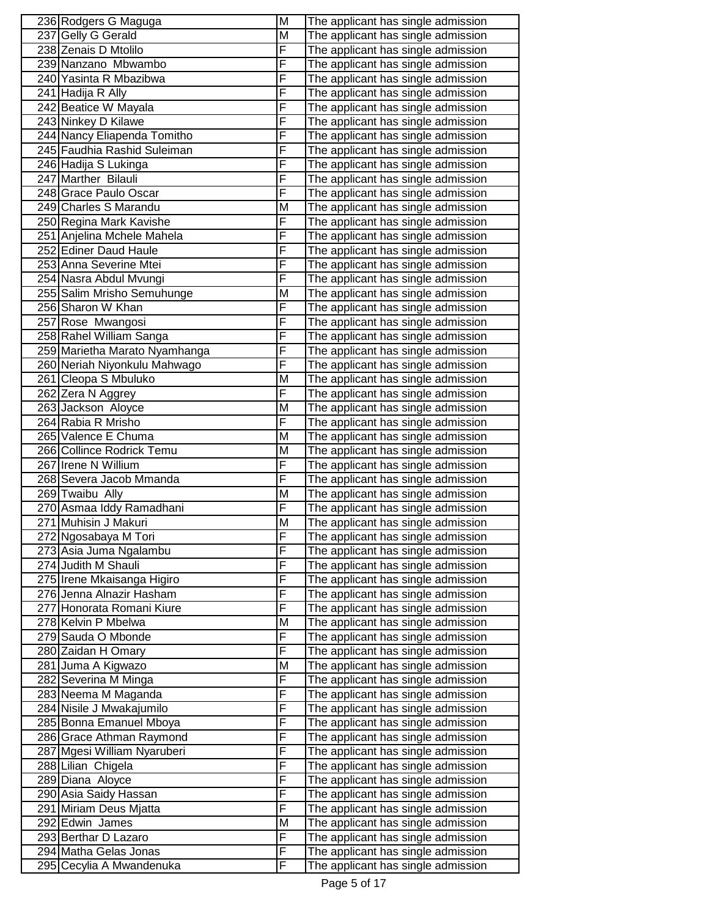| | | | |
|---|---|---|---|
| 236 | Rodgers G Maguga | M | The applicant has single admission |
| 237 | Gelly G Gerald | M | The applicant has single admission |
| 238 | Zenais D Mtolilo | F | The applicant has single admission |
| 239 | Nanzano Mbwambo | F | The applicant has single admission |
| 240 | Yasinta R Mbazibwa | F | The applicant has single admission |
| 241 | Hadija R Ally | F | The applicant has single admission |
| 242 | Beatice W Mayala | F | The applicant has single admission |
| 243 | Ninkey D Kilawe | F | The applicant has single admission |
| 244 | Nancy Eliapenda Tomitho | F | The applicant has single admission |
| 245 | Faudhia Rashid Suleiman | F | The applicant has single admission |
| 246 | Hadija S Lukinga | F | The applicant has single admission |
| 247 | Marther Bilauli | F | The applicant has single admission |
| 248 | Grace Paulo Oscar | F | The applicant has single admission |
| 249 | Charles S Marandu | M | The applicant has single admission |
| 250 | Regina Mark Kavishe | F | The applicant has single admission |
| 251 | Anjelina Mchele Mahela | F | The applicant has single admission |
| 252 | Ediner Daud Haule | F | The applicant has single admission |
| 253 | Anna Severine Mtei | F | The applicant has single admission |
| 254 | Nasra Abdul Mvungi | F | The applicant has single admission |
| 255 | Salim Mrisho Semuhunge | M | The applicant has single admission |
| 256 | Sharon W Khan | F | The applicant has single admission |
| 257 | Rose Mwangosi | F | The applicant has single admission |
| 258 | Rahel William Sanga | F | The applicant has single admission |
| 259 | Marietha Marato Nyamhanga | F | The applicant has single admission |
| 260 | Neriah Niyonkulu Mahwago | F | The applicant has single admission |
| 261 | Cleopa S Mbuluko | M | The applicant has single admission |
| 262 | Zera N Aggrey | F | The applicant has single admission |
| 263 | Jackson Aloyce | M | The applicant has single admission |
| 264 | Rabia R Mrisho | F | The applicant has single admission |
| 265 | Valence E Chuma | M | The applicant has single admission |
| 266 | Collince Rodrick Temu | M | The applicant has single admission |
| 267 | Irene N Willium | F | The applicant has single admission |
| 268 | Severa Jacob Mmanda | F | The applicant has single admission |
| 269 | Twaibu Ally | M | The applicant has single admission |
| 270 | Asmaa Iddy Ramadhani | F | The applicant has single admission |
| 271 | Muhisin J Makuri | M | The applicant has single admission |
| 272 | Ngosabaya M Tori | F | The applicant has single admission |
| 273 | Asia Juma Ngalambu | F | The applicant has single admission |
| 274 | Judith M Shauli | F | The applicant has single admission |
| 275 | Irene Mkaisanga Higiro | F | The applicant has single admission |
| 276 | Jenna Alnazir Hasham | F | The applicant has single admission |
| 277 | Honorata Romani Kiure | F | The applicant has single admission |
| 278 | Kelvin P Mbelwa | M | The applicant has single admission |
| 279 | Sauda O Mbonde | F | The applicant has single admission |
| 280 | Zaidan H Omary | F | The applicant has single admission |
| 281 | Juma A Kigwazo | M | The applicant has single admission |
| 282 | Severina M Minga | F | The applicant has single admission |
| 283 | Neema M Maganda | F | The applicant has single admission |
| 284 | Nisile J Mwakajumilo | F | The applicant has single admission |
| 285 | Bonna Emanuel Mboya | F | The applicant has single admission |
| 286 | Grace Athman Raymond | F | The applicant has single admission |
| 287 | Mgesi William Nyaruberi | F | The applicant has single admission |
| 288 | Lilian Chigela | F | The applicant has single admission |
| 289 | Diana Aloyce | F | The applicant has single admission |
| 290 | Asia Saidy Hassan | F | The applicant has single admission |
| 291 | Miriam Deus Mjatta | F | The applicant has single admission |
| 292 | Edwin James | M | The applicant has single admission |
| 293 | Berthar D Lazaro | F | The applicant has single admission |
| 294 | Matha Gelas Jonas | F | The applicant has single admission |
| 295 | Cecylia A Mwandenuka | F | The applicant has single admission |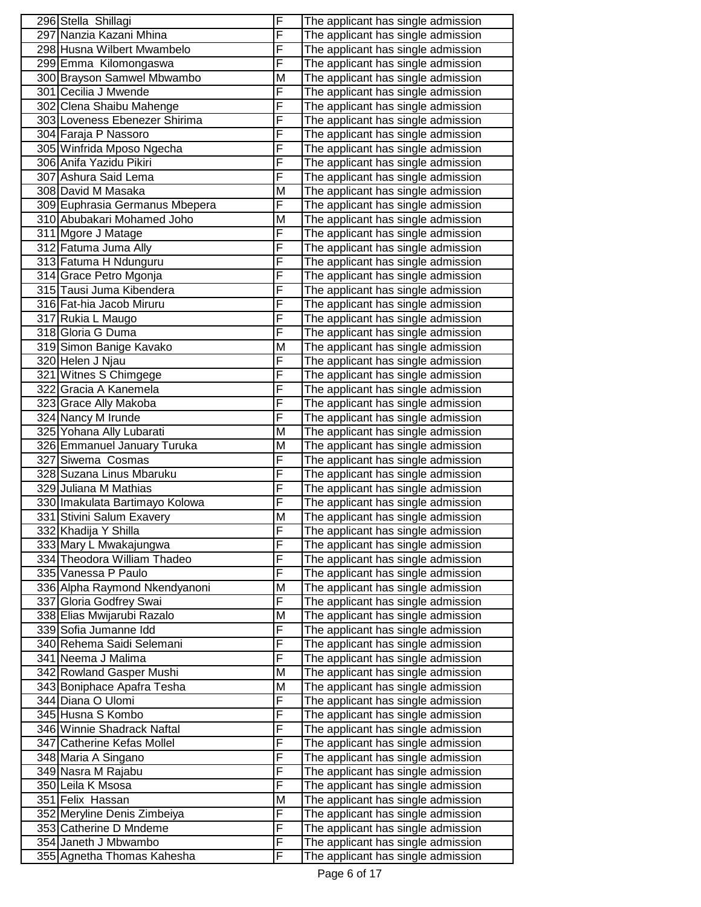| | | | |
|---|---|---|---|
| 296 | Stella Shillagi | F | The applicant has single admission |
| 297 | Nanzia Kazani Mhina | F | The applicant has single admission |
| 298 | Husna Wilbert Mwambelo | F | The applicant has single admission |
| 299 | Emma Kilomongaswa | F | The applicant has single admission |
| 300 | Brayson Samwel Mbwambo | M | The applicant has single admission |
| 301 | Cecilia J Mwende | F | The applicant has single admission |
| 302 | Clena Shaibu Mahenge | F | The applicant has single admission |
| 303 | Loveness Ebenezer Shirima | F | The applicant has single admission |
| 304 | Faraja P Nassoro | F | The applicant has single admission |
| 305 | Winfrida Mposo Ngecha | F | The applicant has single admission |
| 306 | Anifa Yazidu Pikiri | F | The applicant has single admission |
| 307 | Ashura Said Lema | F | The applicant has single admission |
| 308 | David M Masaka | M | The applicant has single admission |
| 309 | Euphrasia Germanus Mbepera | F | The applicant has single admission |
| 310 | Abubakari Mohamed Joho | M | The applicant has single admission |
| 311 | Mgore J Matage | F | The applicant has single admission |
| 312 | Fatuma Juma Ally | F | The applicant has single admission |
| 313 | Fatuma H Ndunguru | F | The applicant has single admission |
| 314 | Grace Petro Mgonja | F | The applicant has single admission |
| 315 | Tausi Juma Kibendera | F | The applicant has single admission |
| 316 | Fat-hia Jacob Miruru | F | The applicant has single admission |
| 317 | Rukia L Maugo | F | The applicant has single admission |
| 318 | Gloria G Duma | F | The applicant has single admission |
| 319 | Simon Banige Kavako | M | The applicant has single admission |
| 320 | Helen J Njau | F | The applicant has single admission |
| 321 | Witnes S Chimgege | F | The applicant has single admission |
| 322 | Gracia A Kanemela | F | The applicant has single admission |
| 323 | Grace Ally Makoba | F | The applicant has single admission |
| 324 | Nancy M Irunde | F | The applicant has single admission |
| 325 | Yohana Ally Lubarati | M | The applicant has single admission |
| 326 | Emmanuel January Turuka | M | The applicant has single admission |
| 327 | Siwema Cosmas | F | The applicant has single admission |
| 328 | Suzana Linus Mbaruku | F | The applicant has single admission |
| 329 | Juliana M Mathias | F | The applicant has single admission |
| 330 | Imakulata Bartimayo Kolowa | F | The applicant has single admission |
| 331 | Stivini Salum Exavery | M | The applicant has single admission |
| 332 | Khadija Y Shilla | F | The applicant has single admission |
| 333 | Mary L Mwakajungwa | F | The applicant has single admission |
| 334 | Theodora William Thadeo | F | The applicant has single admission |
| 335 | Vanessa P Paulo | F | The applicant has single admission |
| 336 | Alpha Raymond Nkendyanoni | M | The applicant has single admission |
| 337 | Gloria Godfrey Swai | F | The applicant has single admission |
| 338 | Elias Mwijarubi Razalo | M | The applicant has single admission |
| 339 | Sofia Jumanne Idd | F | The applicant has single admission |
| 340 | Rehema Saidi Selemani | F | The applicant has single admission |
| 341 | Neema J Malima | F | The applicant has single admission |
| 342 | Rowland Gasper Mushi | M | The applicant has single admission |
| 343 | Boniphace Apafra Tesha | M | The applicant has single admission |
| 344 | Diana O Ulomi | F | The applicant has single admission |
| 345 | Husna S Kombo | F | The applicant has single admission |
| 346 | Winnie Shadrack Naftal | F | The applicant has single admission |
| 347 | Catherine Kefas Mollel | F | The applicant has single admission |
| 348 | Maria A Singano | F | The applicant has single admission |
| 349 | Nasra M Rajabu | F | The applicant has single admission |
| 350 | Leila K Msosa | F | The applicant has single admission |
| 351 | Felix Hassan | M | The applicant has single admission |
| 352 | Meryline Denis Zimbeiya | F | The applicant has single admission |
| 353 | Catherine D Mndeme | F | The applicant has single admission |
| 354 | Janeth J Mbwambo | F | The applicant has single admission |
| 355 | Agnetha Thomas Kahesha | F | The applicant has single admission |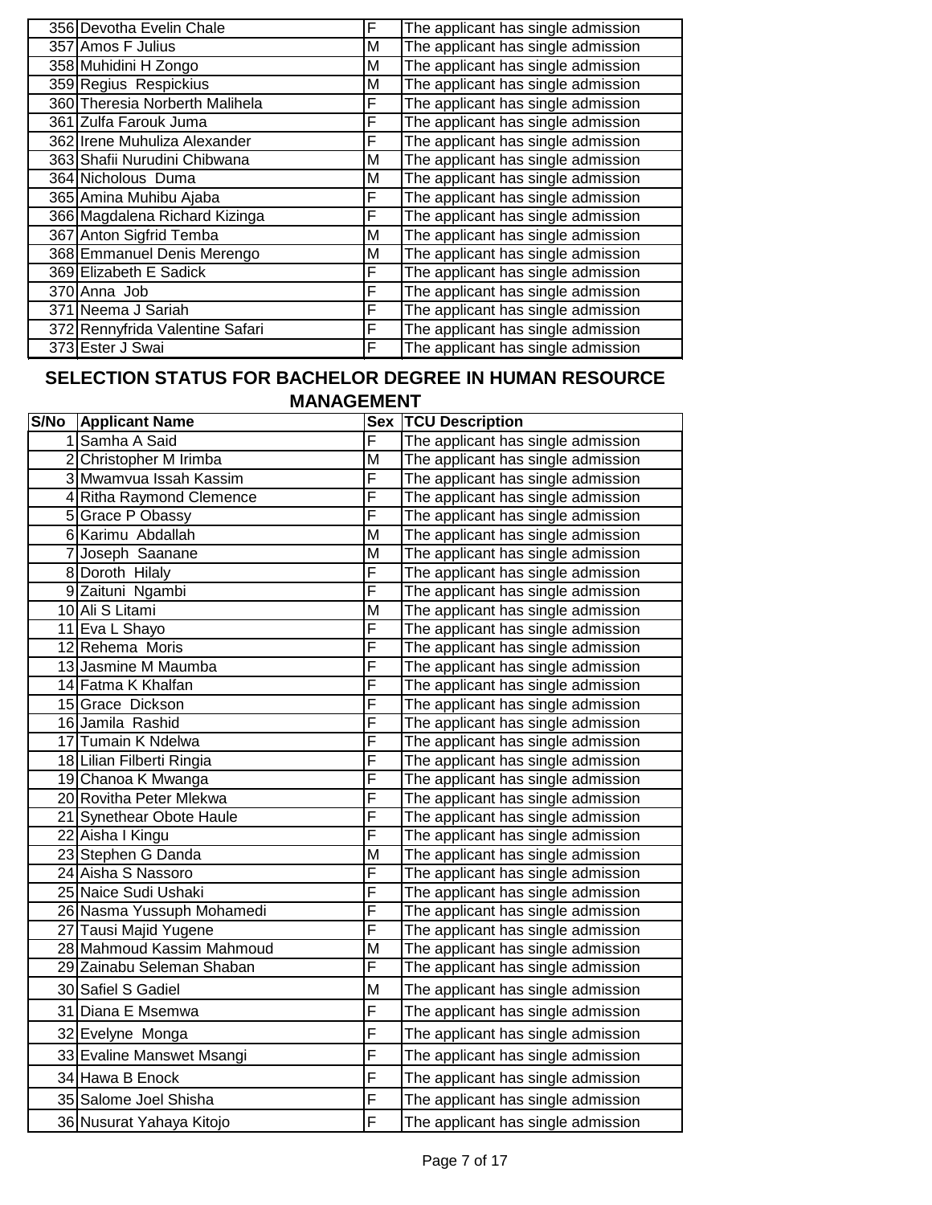| | | | |
|---|---|---|---|
| 356 | Devotha Evelin Chale | F | The applicant has single admission |
| 357 | Amos F Julius | M | The applicant has single admission |
| 358 | Muhidini H Zongo | M | The applicant has single admission |
| 359 | Regius Respickius | M | The applicant has single admission |
| 360 | Theresia Norberth Malihela | F | The applicant has single admission |
| 361 | Zulfa Farouk Juma | F | The applicant has single admission |
| 362 | Irene Muhuliza Alexander | F | The applicant has single admission |
| 363 | Shafii Nurudini Chibwana | M | The applicant has single admission |
| 364 | Nicholous Duma | M | The applicant has single admission |
| 365 | Amina Muhibu Ajaba | F | The applicant has single admission |
| 366 | Magdalena Richard Kizinga | F | The applicant has single admission |
| 367 | Anton Sigfrid Temba | M | The applicant has single admission |
| 368 | Emmanuel Denis Merengo | M | The applicant has single admission |
| 369 | Elizabeth E Sadick | F | The applicant has single admission |
| 370 | Anna Job | F | The applicant has single admission |
| 371 | Neema J Sariah | F | The applicant has single admission |
| 372 | Rennyfrida Valentine Safari | F | The applicant has single admission |
| 373 | Ester J Swai | F | The applicant has single admission |

## SELECTION STATUS FOR BACHELOR DEGREE IN HUMAN RESOURCE MANAGEMENT

| S/No | Applicant Name | Sex | TCU Description |
|---|---|---|---|
| 1 | Samha A Said | F | The applicant has single admission |
| 2 | Christopher M Irimba | M | The applicant has single admission |
| 3 | Mwamvua Issah Kassim | F | The applicant has single admission |
| 4 | Ritha Raymond Clemence | F | The applicant has single admission |
| 5 | Grace P Obassy | F | The applicant has single admission |
| 6 | Karimu Abdallah | M | The applicant has single admission |
| 7 | Joseph Saanane | M | The applicant has single admission |
| 8 | Doroth Hilaly | F | The applicant has single admission |
| 9 | Zaituni Ngambi | F | The applicant has single admission |
| 10 | Ali S Litami | M | The applicant has single admission |
| 11 | Eva L Shayo | F | The applicant has single admission |
| 12 | Rehema Moris | F | The applicant has single admission |
| 13 | Jasmine M Maumba | F | The applicant has single admission |
| 14 | Fatma K Khalfan | F | The applicant has single admission |
| 15 | Grace Dickson | F | The applicant has single admission |
| 16 | Jamila Rashid | F | The applicant has single admission |
| 17 | Tumain K Ndelwa | F | The applicant has single admission |
| 18 | Lilian Filberti Ringia | F | The applicant has single admission |
| 19 | Chanoa K Mwanga | F | The applicant has single admission |
| 20 | Rovitha Peter Mlekwa | F | The applicant has single admission |
| 21 | Synethear Obote Haule | F | The applicant has single admission |
| 22 | Aisha I Kingu | F | The applicant has single admission |
| 23 | Stephen G Danda | M | The applicant has single admission |
| 24 | Aisha S Nassoro | F | The applicant has single admission |
| 25 | Naice Sudi Ushaki | F | The applicant has single admission |
| 26 | Nasma Yussuph Mohamedi | F | The applicant has single admission |
| 27 | Tausi Majid Yugene | F | The applicant has single admission |
| 28 | Mahmoud Kassim Mahmoud | M | The applicant has single admission |
| 29 | Zainabu Seleman Shaban | F | The applicant has single admission |
| 30 | Safiel S Gadiel | M | The applicant has single admission |
| 31 | Diana E Msemwa | F | The applicant has single admission |
| 32 | Evelyne Monga | F | The applicant has single admission |
| 33 | Evaline Manswet Msangi | F | The applicant has single admission |
| 34 | Hawa B Enock | F | The applicant has single admission |
| 35 | Salome Joel Shisha | F | The applicant has single admission |
| 36 | Nusurat Yahaya Kitojo | F | The applicant has single admission |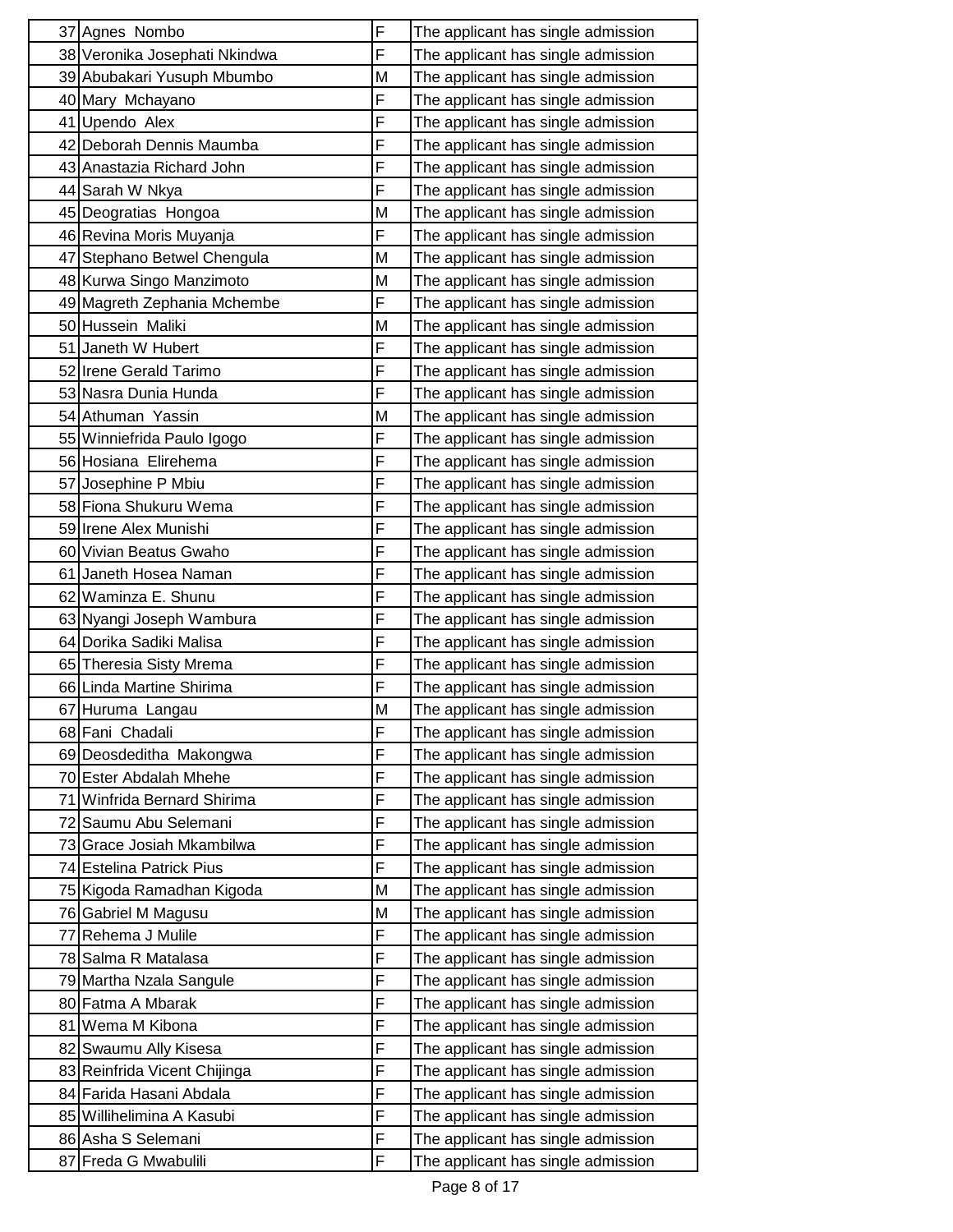| | | | |
|---|---|---|---|
| 37 | Agnes  Nombo | F | The applicant has single admission |
| 38 | Veronika Josephati Nkindwa | F | The applicant has single admission |
| 39 | Abubakari Yusuph Mbumbo | M | The applicant has single admission |
| 40 | Mary  Mchayano | F | The applicant has single admission |
| 41 | Upendo  Alex | F | The applicant has single admission |
| 42 | Deborah Dennis Maumba | F | The applicant has single admission |
| 43 | Anastazia Richard John | F | The applicant has single admission |
| 44 | Sarah W Nkya | F | The applicant has single admission |
| 45 | Deogratias  Hongoa | M | The applicant has single admission |
| 46 | Revina Moris Muyanja | F | The applicant has single admission |
| 47 | Stephano Betwel Chengula | M | The applicant has single admission |
| 48 | Kurwa Singo Manzimoto | M | The applicant has single admission |
| 49 | Magreth Zephania Mchembe | F | The applicant has single admission |
| 50 | Hussein  Maliki | M | The applicant has single admission |
| 51 | Janeth W Hubert | F | The applicant has single admission |
| 52 | Irene Gerald Tarimo | F | The applicant has single admission |
| 53 | Nasra Dunia Hunda | F | The applicant has single admission |
| 54 | Athuman  Yassin | M | The applicant has single admission |
| 55 | Winniefrida Paulo Igogo | F | The applicant has single admission |
| 56 | Hosiana  Elirehema | F | The applicant has single admission |
| 57 | Josephine P Mbiu | F | The applicant has single admission |
| 58 | Fiona Shukuru Wema | F | The applicant has single admission |
| 59 | Irene Alex Munishi | F | The applicant has single admission |
| 60 | Vivian Beatus Gwaho | F | The applicant has single admission |
| 61 | Janeth Hosea Naman | F | The applicant has single admission |
| 62 | Waminza E. Shunu | F | The applicant has single admission |
| 63 | Nyangi Joseph Wambura | F | The applicant has single admission |
| 64 | Dorika Sadiki Malisa | F | The applicant has single admission |
| 65 | Theresia Sisty Mrema | F | The applicant has single admission |
| 66 | Linda Martine Shirima | F | The applicant has single admission |
| 67 | Huruma  Langau | M | The applicant has single admission |
| 68 | Fani  Chadali | F | The applicant has single admission |
| 69 | Deosdeditha  Makongwa | F | The applicant has single admission |
| 70 | Ester Abdalah Mhehe | F | The applicant has single admission |
| 71 | Winfrida Bernard Shirima | F | The applicant has single admission |
| 72 | Saumu Abu Selemani | F | The applicant has single admission |
| 73 | Grace Josiah Mkambilwa | F | The applicant has single admission |
| 74 | Estelina Patrick Pius | F | The applicant has single admission |
| 75 | Kigoda Ramadhan Kigoda | M | The applicant has single admission |
| 76 | Gabriel M Magusu | M | The applicant has single admission |
| 77 | Rehema J Mulile | F | The applicant has single admission |
| 78 | Salma R Matalasa | F | The applicant has single admission |
| 79 | Martha Nzala Sangule | F | The applicant has single admission |
| 80 | Fatma A Mbarak | F | The applicant has single admission |
| 81 | Wema M Kibona | F | The applicant has single admission |
| 82 | Swaumu Ally Kisesa | F | The applicant has single admission |
| 83 | Reinfrida Vicent Chijinga | F | The applicant has single admission |
| 84 | Farida Hasani Abdala | F | The applicant has single admission |
| 85 | Willihelimina A Kasubi | F | The applicant has single admission |
| 86 | Asha S Selemani | F | The applicant has single admission |
| 87 | Freda G Mwabulili | F | The applicant has single admission |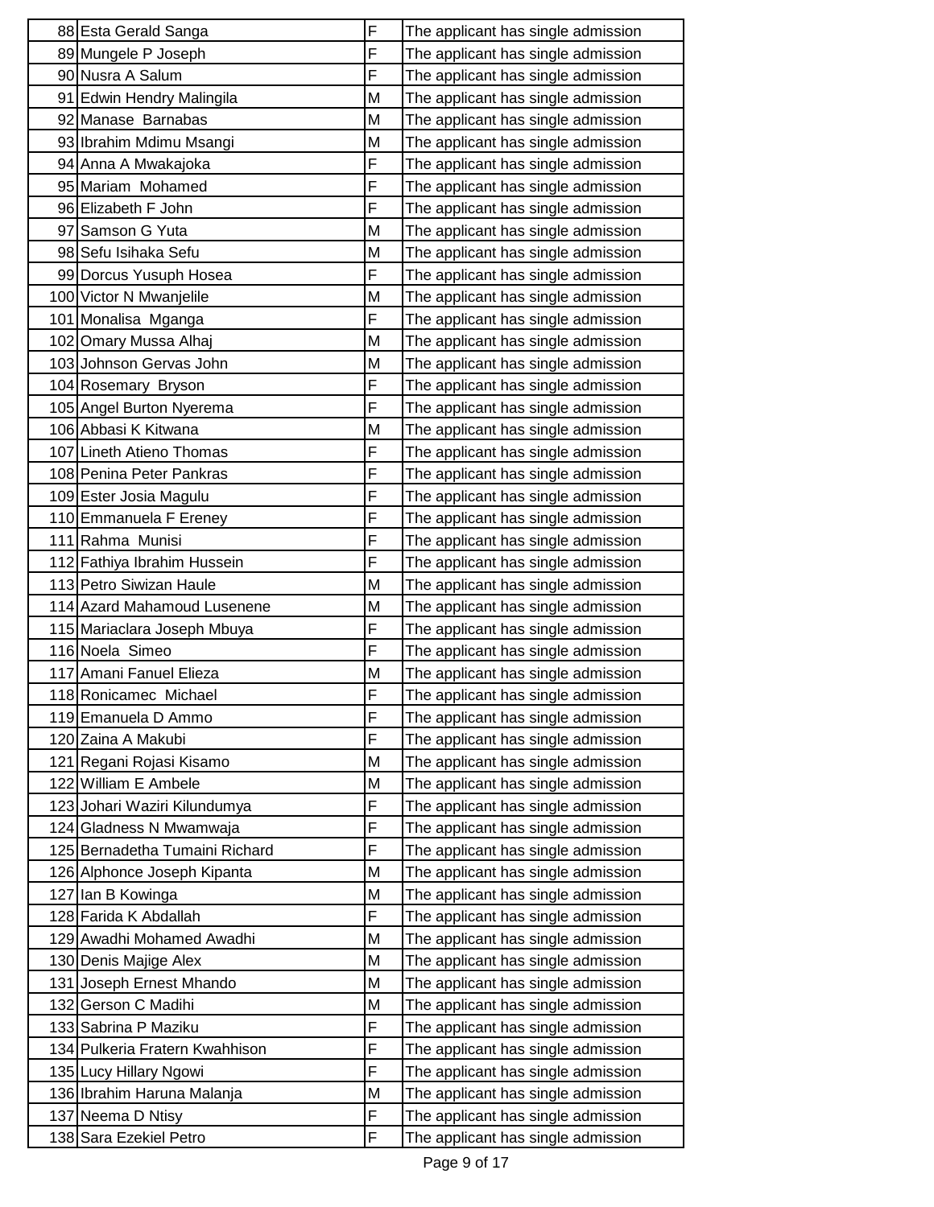| | | | |
|---|---|---|---|
| 88 | Esta Gerald Sanga | F | The applicant has single admission |
| 89 | Mungele P Joseph | F | The applicant has single admission |
| 90 | Nusra A Salum | F | The applicant has single admission |
| 91 | Edwin Hendry Malingila | M | The applicant has single admission |
| 92 | Manase  Barnabas | M | The applicant has single admission |
| 93 | Ibrahim Mdimu Msangi | M | The applicant has single admission |
| 94 | Anna A Mwakajoka | F | The applicant has single admission |
| 95 | Mariam  Mohamed | F | The applicant has single admission |
| 96 | Elizabeth F John | F | The applicant has single admission |
| 97 | Samson G Yuta | M | The applicant has single admission |
| 98 | Sefu Isihaka Sefu | M | The applicant has single admission |
| 99 | Dorcus Yusuph Hosea | F | The applicant has single admission |
| 100 | Victor N Mwanjelile | M | The applicant has single admission |
| 101 | Monalisa  Mganga | F | The applicant has single admission |
| 102 | Omary Mussa Alhaj | M | The applicant has single admission |
| 103 | Johnson Gervas John | M | The applicant has single admission |
| 104 | Rosemary  Bryson | F | The applicant has single admission |
| 105 | Angel Burton Nyerema | F | The applicant has single admission |
| 106 | Abbasi K Kitwana | M | The applicant has single admission |
| 107 | Lineth Atieno Thomas | F | The applicant has single admission |
| 108 | Penina Peter Pankras | F | The applicant has single admission |
| 109 | Ester Josia Magulu | F | The applicant has single admission |
| 110 | Emmanuela F Ereney | F | The applicant has single admission |
| 111 | Rahma  Munisi | F | The applicant has single admission |
| 112 | Fathiya Ibrahim Hussein | F | The applicant has single admission |
| 113 | Petro Siwizan Haule | M | The applicant has single admission |
| 114 | Azard Mahamoud Lusenene | M | The applicant has single admission |
| 115 | Mariaclara Joseph Mbuya | F | The applicant has single admission |
| 116 | Noela  Simeo | F | The applicant has single admission |
| 117 | Amani Fanuel Elieza | M | The applicant has single admission |
| 118 | Ronicamec  Michael | F | The applicant has single admission |
| 119 | Emanuela D Ammo | F | The applicant has single admission |
| 120 | Zaina A Makubi | F | The applicant has single admission |
| 121 | Regani Rojasi Kisamo | M | The applicant has single admission |
| 122 | William E Ambele | M | The applicant has single admission |
| 123 | Johari Waziri Kilundumya | F | The applicant has single admission |
| 124 | Gladness N Mwamwaja | F | The applicant has single admission |
| 125 | Bernadetha Tumaini Richard | F | The applicant has single admission |
| 126 | Alphonce Joseph Kipanta | M | The applicant has single admission |
| 127 | Ian B Kowinga | M | The applicant has single admission |
| 128 | Farida K Abdallah | F | The applicant has single admission |
| 129 | Awadhi Mohamed Awadhi | M | The applicant has single admission |
| 130 | Denis Majige Alex | M | The applicant has single admission |
| 131 | Joseph Ernest Mhando | M | The applicant has single admission |
| 132 | Gerson C Madihi | M | The applicant has single admission |
| 133 | Sabrina P Maziku | F | The applicant has single admission |
| 134 | Pulkeria Fratern Kwahhison | F | The applicant has single admission |
| 135 | Lucy Hillary Ngowi | F | The applicant has single admission |
| 136 | Ibrahim Haruna Malanja | M | The applicant has single admission |
| 137 | Neema D Ntisy | F | The applicant has single admission |
| 138 | Sara Ezekiel Petro | F | The applicant has single admission |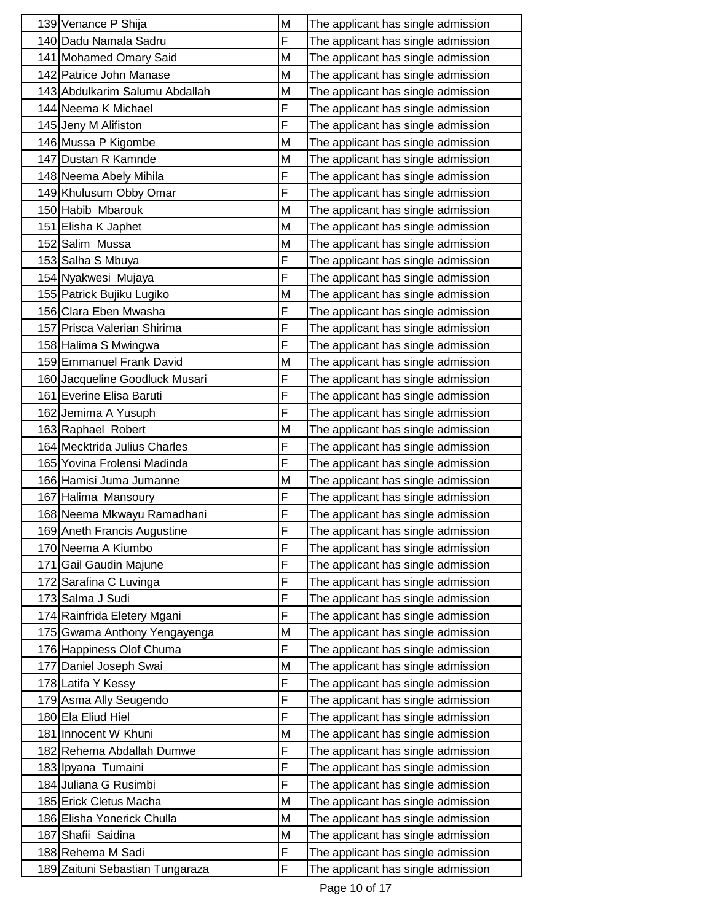| | | | |
|---|---|---|---|
| 139 | Venance P Shija | M | The applicant has single admission |
| 140 | Dadu Namala Sadru | F | The applicant has single admission |
| 141 | Mohamed Omary Said | M | The applicant has single admission |
| 142 | Patrice John Manase | M | The applicant has single admission |
| 143 | Abdulkarim Salumu Abdallah | M | The applicant has single admission |
| 144 | Neema K Michael | F | The applicant has single admission |
| 145 | Jeny M Alifiston | F | The applicant has single admission |
| 146 | Mussa P Kigombe | M | The applicant has single admission |
| 147 | Dustan R Kamnde | M | The applicant has single admission |
| 148 | Neema Abely Mihila | F | The applicant has single admission |
| 149 | Khulusum Obby Omar | F | The applicant has single admission |
| 150 | Habib Mbarouk | M | The applicant has single admission |
| 151 | Elisha K Japhet | M | The applicant has single admission |
| 152 | Salim Mussa | M | The applicant has single admission |
| 153 | Salha S Mbuya | F | The applicant has single admission |
| 154 | Nyakwesi Mujaya | F | The applicant has single admission |
| 155 | Patrick Bujiku Lugiko | M | The applicant has single admission |
| 156 | Clara Eben Mwasha | F | The applicant has single admission |
| 157 | Prisca Valerian Shirima | F | The applicant has single admission |
| 158 | Halima S Mwingwa | F | The applicant has single admission |
| 159 | Emmanuel Frank David | M | The applicant has single admission |
| 160 | Jacqueline Goodluck Musari | F | The applicant has single admission |
| 161 | Everine Elisa Baruti | F | The applicant has single admission |
| 162 | Jemima A Yusuph | F | The applicant has single admission |
| 163 | Raphael Robert | M | The applicant has single admission |
| 164 | Mecktrida Julius Charles | F | The applicant has single admission |
| 165 | Yovina Frolensi Madinda | F | The applicant has single admission |
| 166 | Hamisi Juma Jumanne | M | The applicant has single admission |
| 167 | Halima Mansoury | F | The applicant has single admission |
| 168 | Neema Mkwayu Ramadhani | F | The applicant has single admission |
| 169 | Aneth Francis Augustine | F | The applicant has single admission |
| 170 | Neema A Kiumbo | F | The applicant has single admission |
| 171 | Gail Gaudin Majune | F | The applicant has single admission |
| 172 | Sarafina C Luvinga | F | The applicant has single admission |
| 173 | Salma J Sudi | F | The applicant has single admission |
| 174 | Rainfrida Eletery Mgani | F | The applicant has single admission |
| 175 | Gwama Anthony Yengayenga | M | The applicant has single admission |
| 176 | Happiness Olof Chuma | F | The applicant has single admission |
| 177 | Daniel Joseph Swai | M | The applicant has single admission |
| 178 | Latifa Y Kessy | F | The applicant has single admission |
| 179 | Asma Ally Seugendo | F | The applicant has single admission |
| 180 | Ela Eliud Hiel | F | The applicant has single admission |
| 181 | Innocent W Khuni | M | The applicant has single admission |
| 182 | Rehema Abdallah Dumwe | F | The applicant has single admission |
| 183 | Ipyana Tumaini | F | The applicant has single admission |
| 184 | Juliana G Rusimbi | F | The applicant has single admission |
| 185 | Erick Cletus Macha | M | The applicant has single admission |
| 186 | Elisha Yonerick Chulla | M | The applicant has single admission |
| 187 | Shafii Saidina | M | The applicant has single admission |
| 188 | Rehema M Sadi | F | The applicant has single admission |
| 189 | Zaituni Sebastian Tungaraza | F | The applicant has single admission |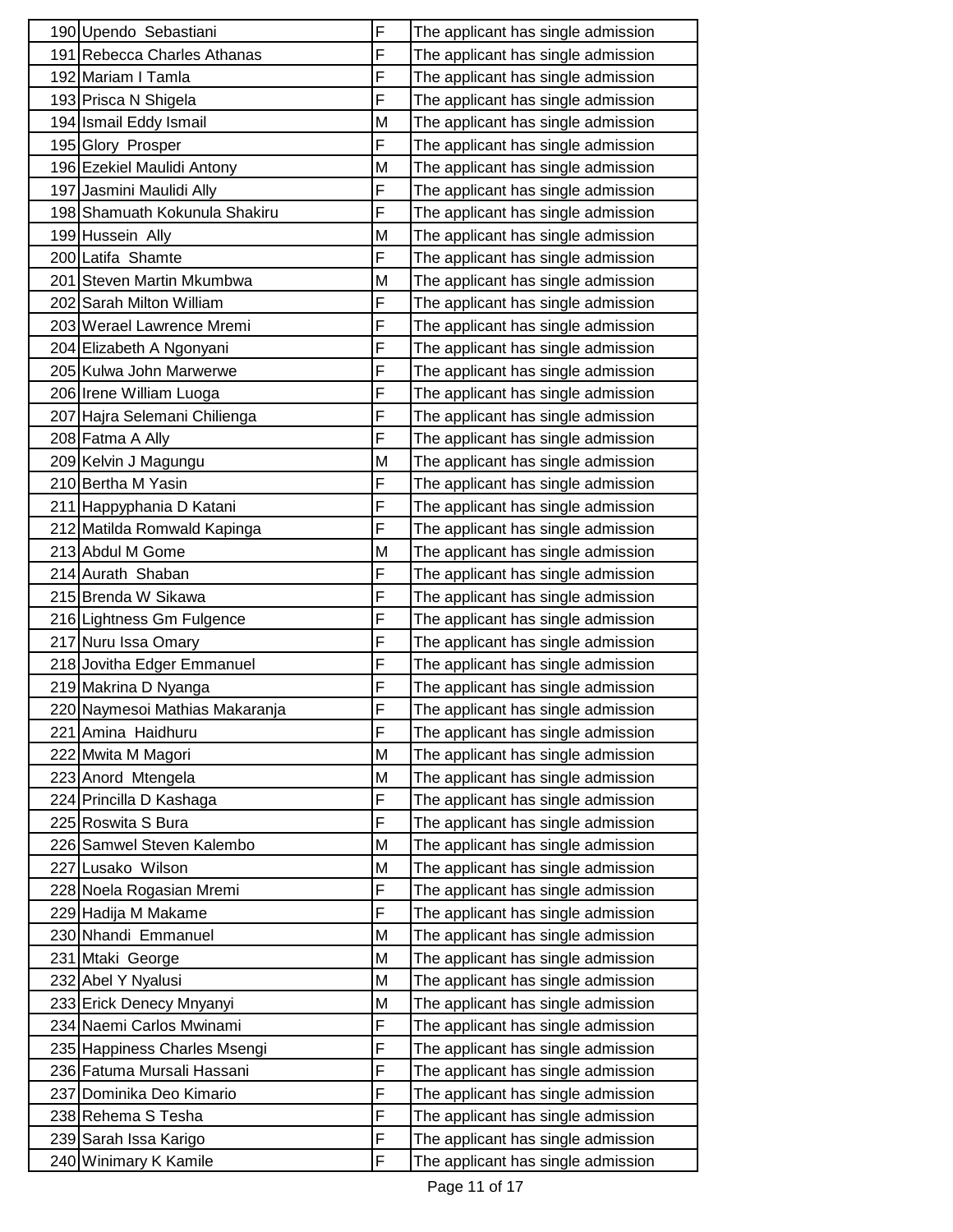| | | | |
|---|---|---|---|
| 190 | Upendo  Sebastiani | F | The applicant has single admission |
| 191 | Rebecca Charles Athanas | F | The applicant has single admission |
| 192 | Mariam I Tamla | F | The applicant has single admission |
| 193 | Prisca N Shigela | F | The applicant has single admission |
| 194 | Ismail Eddy Ismail | M | The applicant has single admission |
| 195 | Glory  Prosper | F | The applicant has single admission |
| 196 | Ezekiel Maulidi Antony | M | The applicant has single admission |
| 197 | Jasmini Maulidi Ally | F | The applicant has single admission |
| 198 | Shamuath Kokunula Shakiru | F | The applicant has single admission |
| 199 | Hussein  Ally | M | The applicant has single admission |
| 200 | Latifa  Shamte | F | The applicant has single admission |
| 201 | Steven Martin Mkumbwa | M | The applicant has single admission |
| 202 | Sarah Milton William | F | The applicant has single admission |
| 203 | Werael Lawrence Mremi | F | The applicant has single admission |
| 204 | Elizabeth A Ngonyani | F | The applicant has single admission |
| 205 | Kulwa John Marwerwe | F | The applicant has single admission |
| 206 | Irene William Luoga | F | The applicant has single admission |
| 207 | Hajra Selemani Chilienga | F | The applicant has single admission |
| 208 | Fatma A Ally | F | The applicant has single admission |
| 209 | Kelvin J Magungu | M | The applicant has single admission |
| 210 | Bertha M Yasin | F | The applicant has single admission |
| 211 | Happyphania D Katani | F | The applicant has single admission |
| 212 | Matilda Romwald Kapinga | F | The applicant has single admission |
| 213 | Abdul M Gome | M | The applicant has single admission |
| 214 | Aurath  Shaban | F | The applicant has single admission |
| 215 | Brenda W Sikawa | F | The applicant has single admission |
| 216 | Lightness Gm Fulgence | F | The applicant has single admission |
| 217 | Nuru Issa Omary | F | The applicant has single admission |
| 218 | Jovitha Edger Emmanuel | F | The applicant has single admission |
| 219 | Makrina D Nyanga | F | The applicant has single admission |
| 220 | Naymesoi Mathias Makaranja | F | The applicant has single admission |
| 221 | Amina  Haidhuru | F | The applicant has single admission |
| 222 | Mwita M Magori | M | The applicant has single admission |
| 223 | Anord  Mtengela | M | The applicant has single admission |
| 224 | Princilla D Kashaga | F | The applicant has single admission |
| 225 | Roswita S Bura | F | The applicant has single admission |
| 226 | Samwel Steven Kalembo | M | The applicant has single admission |
| 227 | Lusako  Wilson | M | The applicant has single admission |
| 228 | Noela Rogasian Mremi | F | The applicant has single admission |
| 229 | Hadija M Makame | F | The applicant has single admission |
| 230 | Nhandi  Emmanuel | M | The applicant has single admission |
| 231 | Mtaki  George | M | The applicant has single admission |
| 232 | Abel Y Nyalusi | M | The applicant has single admission |
| 233 | Erick Denecy Mnyanyi | M | The applicant has single admission |
| 234 | Naemi Carlos Mwinami | F | The applicant has single admission |
| 235 | Happiness Charles Msengi | F | The applicant has single admission |
| 236 | Fatuma Mursali Hassani | F | The applicant has single admission |
| 237 | Dominika Deo Kimario | F | The applicant has single admission |
| 238 | Rehema S Tesha | F | The applicant has single admission |
| 239 | Sarah Issa Karigo | F | The applicant has single admission |
| 240 | Winimary K Kamile | F | The applicant has single admission |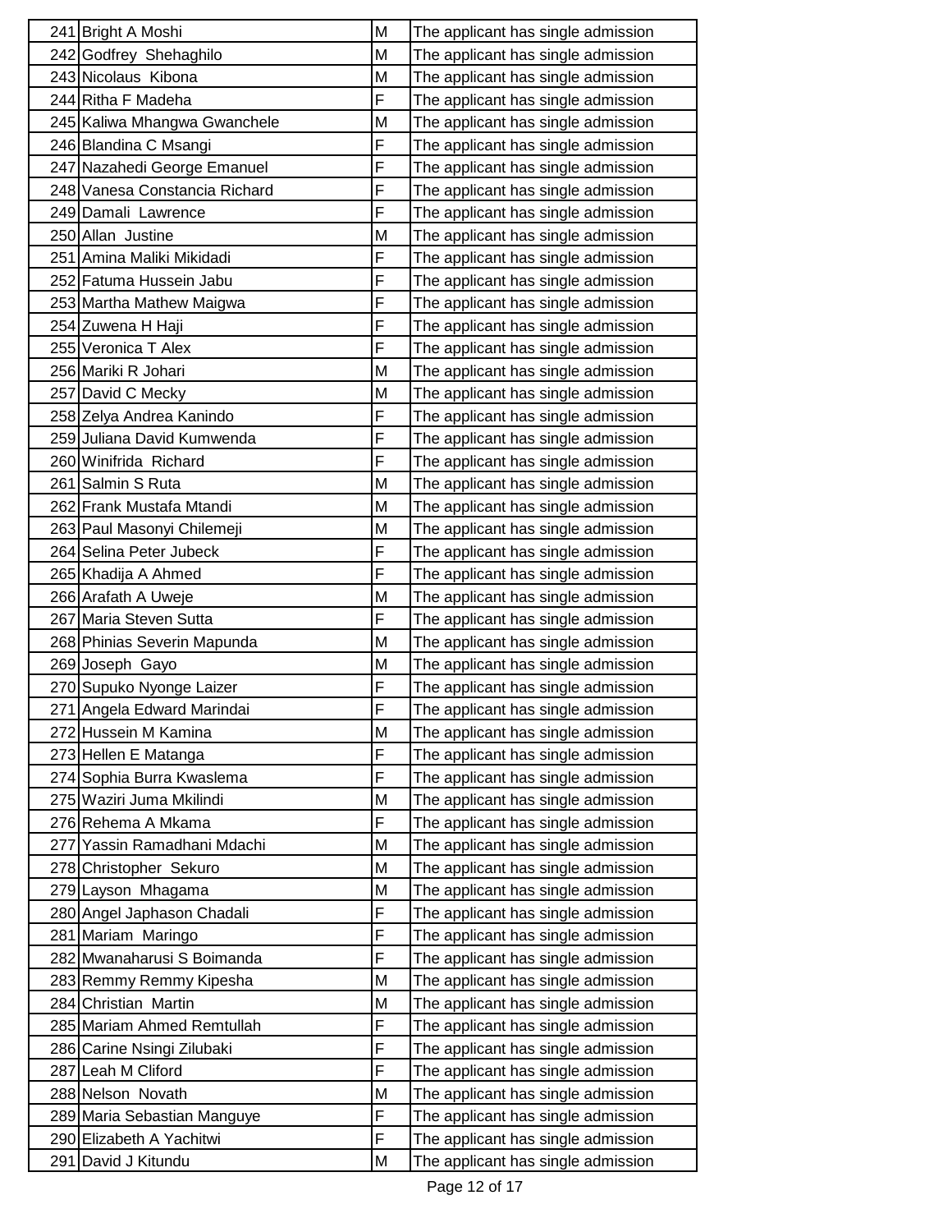| | | | |
|---|---|---|---|
| 241 | Bright A Moshi | M | The applicant has single admission |
| 242 | Godfrey  Shehaghilo | M | The applicant has single admission |
| 243 | Nicolaus  Kibona | M | The applicant has single admission |
| 244 | Ritha F Madeha | F | The applicant has single admission |
| 245 | Kaliwa Mhangwa Gwanchele | M | The applicant has single admission |
| 246 | Blandina C Msangi | F | The applicant has single admission |
| 247 | Nazahedi George Emanuel | F | The applicant has single admission |
| 248 | Vanesa Constancia Richard | F | The applicant has single admission |
| 249 | Damali  Lawrence | F | The applicant has single admission |
| 250 | Allan  Justine | M | The applicant has single admission |
| 251 | Amina Maliki Mikidadi | F | The applicant has single admission |
| 252 | Fatuma Hussein Jabu | F | The applicant has single admission |
| 253 | Martha Mathew Maigwa | F | The applicant has single admission |
| 254 | Zuwena H Haji | F | The applicant has single admission |
| 255 | Veronica T Alex | F | The applicant has single admission |
| 256 | Mariki R Johari | M | The applicant has single admission |
| 257 | David C Mecky | M | The applicant has single admission |
| 258 | Zelya Andrea Kanindo | F | The applicant has single admission |
| 259 | Juliana David Kumwenda | F | The applicant has single admission |
| 260 | Winifrida  Richard | F | The applicant has single admission |
| 261 | Salmin S Ruta | M | The applicant has single admission |
| 262 | Frank Mustafa Mtandi | M | The applicant has single admission |
| 263 | Paul Masonyi Chilemeji | M | The applicant has single admission |
| 264 | Selina Peter Jubeck | F | The applicant has single admission |
| 265 | Khadija A Ahmed | F | The applicant has single admission |
| 266 | Arafath A Uweje | M | The applicant has single admission |
| 267 | Maria Steven Sutta | F | The applicant has single admission |
| 268 | Phinias Severin Mapunda | M | The applicant has single admission |
| 269 | Joseph  Gayo | M | The applicant has single admission |
| 270 | Supuko Nyonge Laizer | F | The applicant has single admission |
| 271 | Angela Edward Marindai | F | The applicant has single admission |
| 272 | Hussein M Kamina | M | The applicant has single admission |
| 273 | Hellen E Matanga | F | The applicant has single admission |
| 274 | Sophia Burra Kwaslema | F | The applicant has single admission |
| 275 | Waziri Juma Mkilindi | M | The applicant has single admission |
| 276 | Rehema A Mkama | F | The applicant has single admission |
| 277 | Yassin Ramadhani Mdachi | M | The applicant has single admission |
| 278 | Christopher  Sekuro | M | The applicant has single admission |
| 279 | Layson  Mhagama | M | The applicant has single admission |
| 280 | Angel Japhason Chadali | F | The applicant has single admission |
| 281 | Mariam  Maringo | F | The applicant has single admission |
| 282 | Mwanaharusi S Boimanda | F | The applicant has single admission |
| 283 | Remmy Remmy Kipesha | M | The applicant has single admission |
| 284 | Christian  Martin | M | The applicant has single admission |
| 285 | Mariam Ahmed Remtullah | F | The applicant has single admission |
| 286 | Carine Nsingi Zilubaki | F | The applicant has single admission |
| 287 | Leah M Cliford | F | The applicant has single admission |
| 288 | Nelson  Novath | M | The applicant has single admission |
| 289 | Maria Sebastian Manguye | F | The applicant has single admission |
| 290 | Elizabeth A Yachitwi | F | The applicant has single admission |
| 291 | David J Kitundu | M | The applicant has single admission |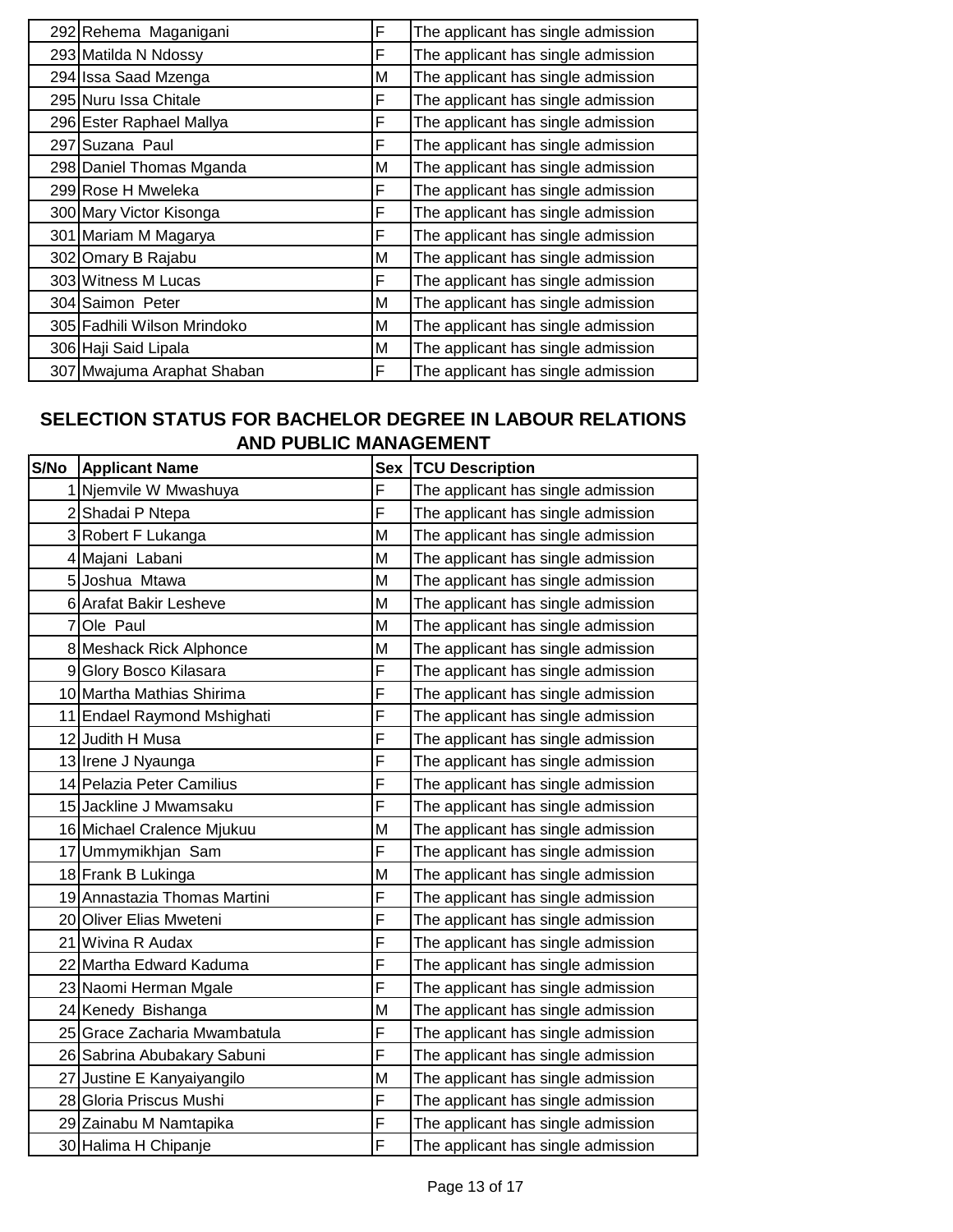| | | | |
|---|---|---|---|
| 292 | Rehema Maganigani | F | The applicant has single admission |
| 293 | Matilda N Ndossy | F | The applicant has single admission |
| 294 | Issa Saad Mzenga | M | The applicant has single admission |
| 295 | Nuru Issa Chitale | F | The applicant has single admission |
| 296 | Ester Raphael Mallya | F | The applicant has single admission |
| 297 | Suzana Paul | F | The applicant has single admission |
| 298 | Daniel Thomas Mganda | M | The applicant has single admission |
| 299 | Rose H Mweleka | F | The applicant has single admission |
| 300 | Mary Victor Kisonga | F | The applicant has single admission |
| 301 | Mariam M Magarya | F | The applicant has single admission |
| 302 | Omary B Rajabu | M | The applicant has single admission |
| 303 | Witness M Lucas | F | The applicant has single admission |
| 304 | Saimon Peter | M | The applicant has single admission |
| 305 | Fadhili Wilson Mrindoko | M | The applicant has single admission |
| 306 | Haji Said Lipala | M | The applicant has single admission |
| 307 | Mwajuma Araphat Shaban | F | The applicant has single admission |

## SELECTION STATUS FOR BACHELOR DEGREE IN LABOUR RELATIONS AND PUBLIC MANAGEMENT

| S/No | Applicant Name | Sex | TCU Description |
|---|---|---|---|
| 1 | Njemvile W Mwashuya | F | The applicant has single admission |
| 2 | Shadai P Ntepa | F | The applicant has single admission |
| 3 | Robert F Lukanga | M | The applicant has single admission |
| 4 | Majani Labani | M | The applicant has single admission |
| 5 | Joshua Mtawa | M | The applicant has single admission |
| 6 | Arafat Bakir Lesheve | M | The applicant has single admission |
| 7 | Ole Paul | M | The applicant has single admission |
| 8 | Meshack Rick Alphonce | M | The applicant has single admission |
| 9 | Glory Bosco Kilasara | F | The applicant has single admission |
| 10 | Martha Mathias Shirima | F | The applicant has single admission |
| 11 | Endael Raymond Mshighati | F | The applicant has single admission |
| 12 | Judith H Musa | F | The applicant has single admission |
| 13 | Irene J Nyaunga | F | The applicant has single admission |
| 14 | Pelazia Peter Camilius | F | The applicant has single admission |
| 15 | Jackline J Mwamsaku | F | The applicant has single admission |
| 16 | Michael Cralence Mjukuu | M | The applicant has single admission |
| 17 | Ummymikhjan Sam | F | The applicant has single admission |
| 18 | Frank B Lukinga | M | The applicant has single admission |
| 19 | Annastazia Thomas Martini | F | The applicant has single admission |
| 20 | Oliver Elias Mweteni | F | The applicant has single admission |
| 21 | Wivina R Audax | F | The applicant has single admission |
| 22 | Martha Edward Kaduma | F | The applicant has single admission |
| 23 | Naomi Herman Mgale | F | The applicant has single admission |
| 24 | Kenedy Bishanga | M | The applicant has single admission |
| 25 | Grace Zacharia Mwambatula | F | The applicant has single admission |
| 26 | Sabrina Abubakary Sabuni | F | The applicant has single admission |
| 27 | Justine E Kanyaiyangilo | M | The applicant has single admission |
| 28 | Gloria Priscus Mushi | F | The applicant has single admission |
| 29 | Zainabu M Namtapika | F | The applicant has single admission |
| 30 | Halima H Chipanje | F | The applicant has single admission |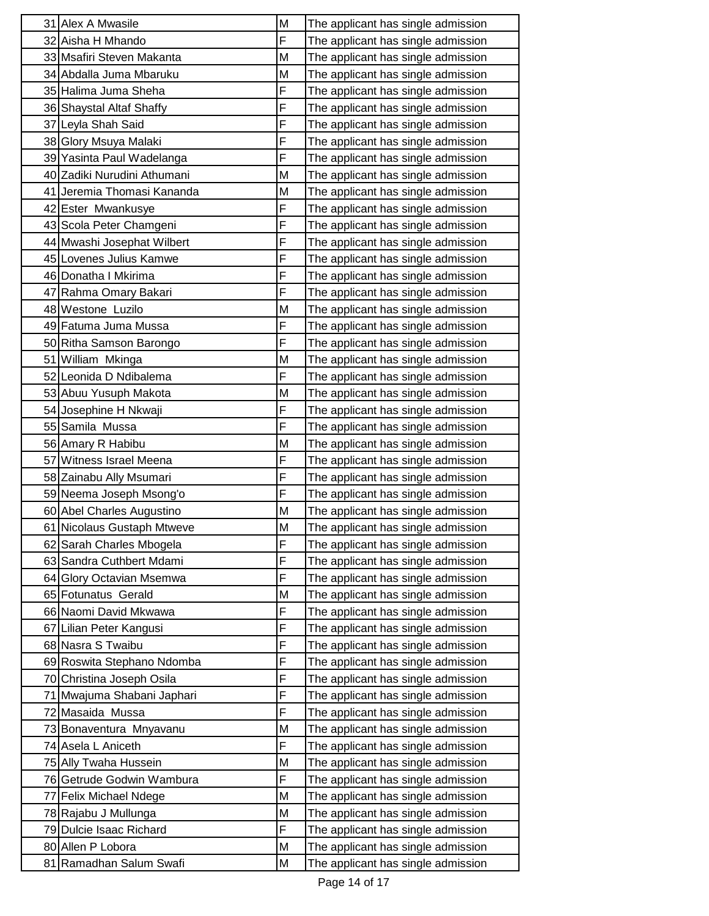| | | | |
|---|---|---|---|
| 31 | Alex A Mwasile | M | The applicant has single admission |
| 32 | Aisha H Mhando | F | The applicant has single admission |
| 33 | Msafiri Steven Makanta | M | The applicant has single admission |
| 34 | Abdalla Juma Mbaruku | M | The applicant has single admission |
| 35 | Halima Juma Sheha | F | The applicant has single admission |
| 36 | Shaystal Altaf Shaffy | F | The applicant has single admission |
| 37 | Leyla Shah Said | F | The applicant has single admission |
| 38 | Glory Msuya Malaki | F | The applicant has single admission |
| 39 | Yasinta Paul Wadelanga | F | The applicant has single admission |
| 40 | Zadiki Nurudini Athumani | M | The applicant has single admission |
| 41 | Jeremia Thomasi Kananda | M | The applicant has single admission |
| 42 | Ester Mwankusye | F | The applicant has single admission |
| 43 | Scola Peter Chamgeni | F | The applicant has single admission |
| 44 | Mwashi Josephat Wilbert | F | The applicant has single admission |
| 45 | Lovenes Julius Kamwe | F | The applicant has single admission |
| 46 | Donatha I Mkirima | F | The applicant has single admission |
| 47 | Rahma Omary Bakari | F | The applicant has single admission |
| 48 | Westone Luzilo | M | The applicant has single admission |
| 49 | Fatuma Juma Mussa | F | The applicant has single admission |
| 50 | Ritha Samson Barongo | F | The applicant has single admission |
| 51 | William Mkinga | M | The applicant has single admission |
| 52 | Leonida D Ndibalema | F | The applicant has single admission |
| 53 | Abuu Yusuph Makota | M | The applicant has single admission |
| 54 | Josephine H Nkwaji | F | The applicant has single admission |
| 55 | Samila Mussa | F | The applicant has single admission |
| 56 | Amary R Habibu | M | The applicant has single admission |
| 57 | Witness Israel Meena | F | The applicant has single admission |
| 58 | Zainabu Ally Msumari | F | The applicant has single admission |
| 59 | Neema Joseph Msong'o | F | The applicant has single admission |
| 60 | Abel Charles Augustino | M | The applicant has single admission |
| 61 | Nicolaus Gustaph Mtweve | M | The applicant has single admission |
| 62 | Sarah Charles Mbogela | F | The applicant has single admission |
| 63 | Sandra Cuthbert Mdami | F | The applicant has single admission |
| 64 | Glory Octavian Msemwa | F | The applicant has single admission |
| 65 | Fotunatus Gerald | M | The applicant has single admission |
| 66 | Naomi David Mkwawa | F | The applicant has single admission |
| 67 | Lilian Peter Kangusi | F | The applicant has single admission |
| 68 | Nasra S Twaibu | F | The applicant has single admission |
| 69 | Roswita Stephano Ndomba | F | The applicant has single admission |
| 70 | Christina Joseph Osila | F | The applicant has single admission |
| 71 | Mwajuma Shabani Japhari | F | The applicant has single admission |
| 72 | Masaida Mussa | F | The applicant has single admission |
| 73 | Bonaventura Mnyavanu | M | The applicant has single admission |
| 74 | Asela L Aniceth | F | The applicant has single admission |
| 75 | Ally Twaha Hussein | M | The applicant has single admission |
| 76 | Getrude Godwin Wambura | F | The applicant has single admission |
| 77 | Felix Michael Ndege | M | The applicant has single admission |
| 78 | Rajabu J Mullunga | M | The applicant has single admission |
| 79 | Dulcie Isaac Richard | F | The applicant has single admission |
| 80 | Allen P Lobora | M | The applicant has single admission |
| 81 | Ramadhan Salum Swafi | M | The applicant has single admission |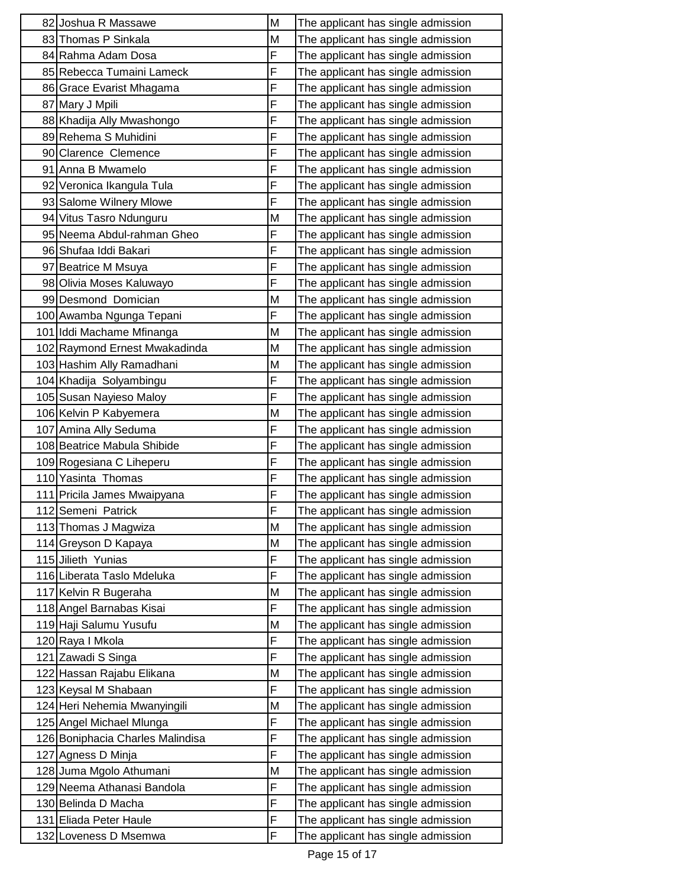| | | | |
|---|---|---|---|
| 82 | Joshua R Massawe | M | The applicant has single admission |
| 83 | Thomas P Sinkala | M | The applicant has single admission |
| 84 | Rahma Adam Dosa | F | The applicant has single admission |
| 85 | Rebecca Tumaini Lameck | F | The applicant has single admission |
| 86 | Grace Evarist Mhagama | F | The applicant has single admission |
| 87 | Mary J Mpili | F | The applicant has single admission |
| 88 | Khadija Ally Mwashongo | F | The applicant has single admission |
| 89 | Rehema S Muhidini | F | The applicant has single admission |
| 90 | Clarence  Clemence | F | The applicant has single admission |
| 91 | Anna B Mwamelo | F | The applicant has single admission |
| 92 | Veronica Ikangula Tula | F | The applicant has single admission |
| 93 | Salome Wilnery Mlowe | F | The applicant has single admission |
| 94 | Vitus Tasro Ndunguru | M | The applicant has single admission |
| 95 | Neema Abdul-rahman Gheo | F | The applicant has single admission |
| 96 | Shufaa Iddi Bakari | F | The applicant has single admission |
| 97 | Beatrice M Msuya | F | The applicant has single admission |
| 98 | Olivia Moses Kaluwayo | F | The applicant has single admission |
| 99 | Desmond  Domician | M | The applicant has single admission |
| 100 | Awamba Ngunga Tepani | F | The applicant has single admission |
| 101 | Iddi Machame Mfinanga | M | The applicant has single admission |
| 102 | Raymond Ernest Mwakadinda | M | The applicant has single admission |
| 103 | Hashim Ally Ramadhani | M | The applicant has single admission |
| 104 | Khadija  Solyambingu | F | The applicant has single admission |
| 105 | Susan Nayieso Maloy | F | The applicant has single admission |
| 106 | Kelvin P Kabyemera | M | The applicant has single admission |
| 107 | Amina Ally Seduma | F | The applicant has single admission |
| 108 | Beatrice Mabula Shibide | F | The applicant has single admission |
| 109 | Rogesiana C Liheperu | F | The applicant has single admission |
| 110 | Yasinta  Thomas | F | The applicant has single admission |
| 111 | Pricila James Mwaipyana | F | The applicant has single admission |
| 112 | Semeni  Patrick | F | The applicant has single admission |
| 113 | Thomas J Magwiza | M | The applicant has single admission |
| 114 | Greyson D Kapaya | M | The applicant has single admission |
| 115 | Jilieth  Yunias | F | The applicant has single admission |
| 116 | Liberata Taslo Mdeluka | F | The applicant has single admission |
| 117 | Kelvin R Bugeraha | M | The applicant has single admission |
| 118 | Angel Barnabas Kisai | F | The applicant has single admission |
| 119 | Haji Salumu Yusufu | M | The applicant has single admission |
| 120 | Raya I Mkola | F | The applicant has single admission |
| 121 | Zawadi S Singa | F | The applicant has single admission |
| 122 | Hassan Rajabu Elikana | M | The applicant has single admission |
| 123 | Keysal M Shabaan | F | The applicant has single admission |
| 124 | Heri Nehemia Mwanyingili | M | The applicant has single admission |
| 125 | Angel Michael Mlunga | F | The applicant has single admission |
| 126 | Boniphacia Charles Malindisa | F | The applicant has single admission |
| 127 | Agness D Minja | F | The applicant has single admission |
| 128 | Juma Mgolo Athumani | M | The applicant has single admission |
| 129 | Neema Athanasi Bandola | F | The applicant has single admission |
| 130 | Belinda D Macha | F | The applicant has single admission |
| 131 | Eliada Peter Haule | F | The applicant has single admission |
| 132 | Loveness D Msemwa | F | The applicant has single admission |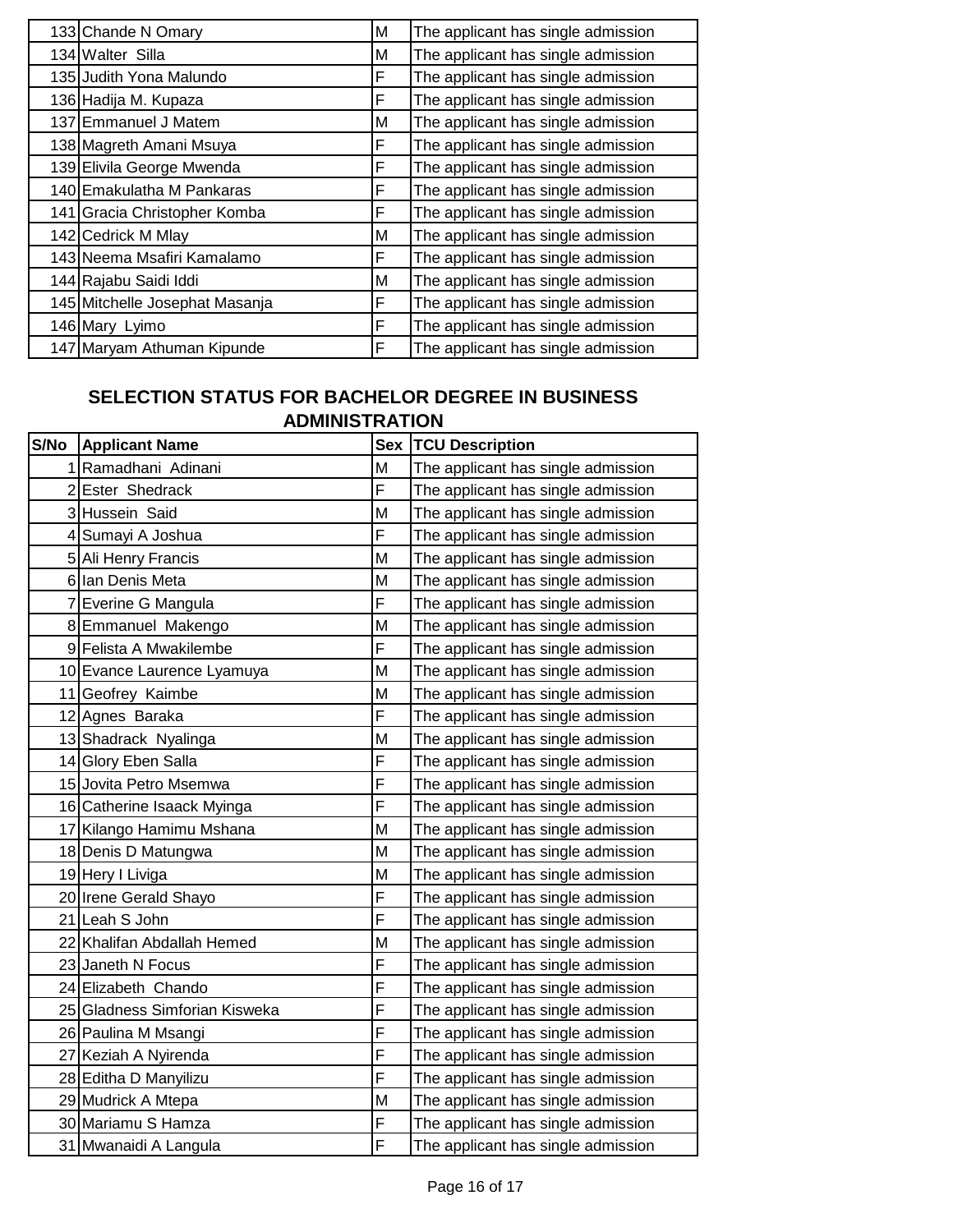| S/No | Applicant Name | Sex | TCU Description |
|---|---|---|---|
| 133 | Chande N Omary | M | The applicant has single admission |
| 134 | Walter Silla | M | The applicant has single admission |
| 135 | Judith Yona Malundo | F | The applicant has single admission |
| 136 | Hadija M. Kupaza | F | The applicant has single admission |
| 137 | Emmanuel J Matem | M | The applicant has single admission |
| 138 | Magreth Amani Msuya | F | The applicant has single admission |
| 139 | Elivila George Mwenda | F | The applicant has single admission |
| 140 | Emakulatha M Pankaras | F | The applicant has single admission |
| 141 | Gracia Christopher Komba | F | The applicant has single admission |
| 142 | Cedrick M Mlay | M | The applicant has single admission |
| 143 | Neema Msafiri Kamalamo | F | The applicant has single admission |
| 144 | Rajabu Saidi Iddi | M | The applicant has single admission |
| 145 | Mitchelle Josephat Masanja | F | The applicant has single admission |
| 146 | Mary Lyimo | F | The applicant has single admission |
| 147 | Maryam Athuman Kipunde | F | The applicant has single admission |

## SELECTION STATUS FOR BACHELOR DEGREE IN BUSINESS ADMINISTRATION

| S/No | Applicant Name | Sex | TCU Description |
|---|---|---|---|
| 1 | Ramadhani Adinani | M | The applicant has single admission |
| 2 | Ester Shedrack | F | The applicant has single admission |
| 3 | Hussein Said | M | The applicant has single admission |
| 4 | Sumayi A Joshua | F | The applicant has single admission |
| 5 | Ali Henry Francis | M | The applicant has single admission |
| 6 | Ian Denis Meta | M | The applicant has single admission |
| 7 | Everine G Mangula | F | The applicant has single admission |
| 8 | Emmanuel Makengo | M | The applicant has single admission |
| 9 | Felista A Mwakilembe | F | The applicant has single admission |
| 10 | Evance Laurence Lyamuya | M | The applicant has single admission |
| 11 | Geofrey Kaimbe | M | The applicant has single admission |
| 12 | Agnes Baraka | F | The applicant has single admission |
| 13 | Shadrack Nyalinga | M | The applicant has single admission |
| 14 | Glory Eben Salla | F | The applicant has single admission |
| 15 | Jovita Petro Msemwa | F | The applicant has single admission |
| 16 | Catherine Isaack Myinga | F | The applicant has single admission |
| 17 | Kilango Hamimu Mshana | M | The applicant has single admission |
| 18 | Denis D Matungwa | M | The applicant has single admission |
| 19 | Hery I Liviga | M | The applicant has single admission |
| 20 | Irene Gerald Shayo | F | The applicant has single admission |
| 21 | Leah S John | F | The applicant has single admission |
| 22 | Khalifan Abdallah Hemed | M | The applicant has single admission |
| 23 | Janeth N Focus | F | The applicant has single admission |
| 24 | Elizabeth Chando | F | The applicant has single admission |
| 25 | Gladness Simforian Kisweka | F | The applicant has single admission |
| 26 | Paulina M Msangi | F | The applicant has single admission |
| 27 | Keziah A Nyirenda | F | The applicant has single admission |
| 28 | Editha D Manyilizu | F | The applicant has single admission |
| 29 | Mudrick A Mtepa | M | The applicant has single admission |
| 30 | Mariamu S Hamza | F | The applicant has single admission |
| 31 | Mwanaidi A Langula | F | The applicant has single admission |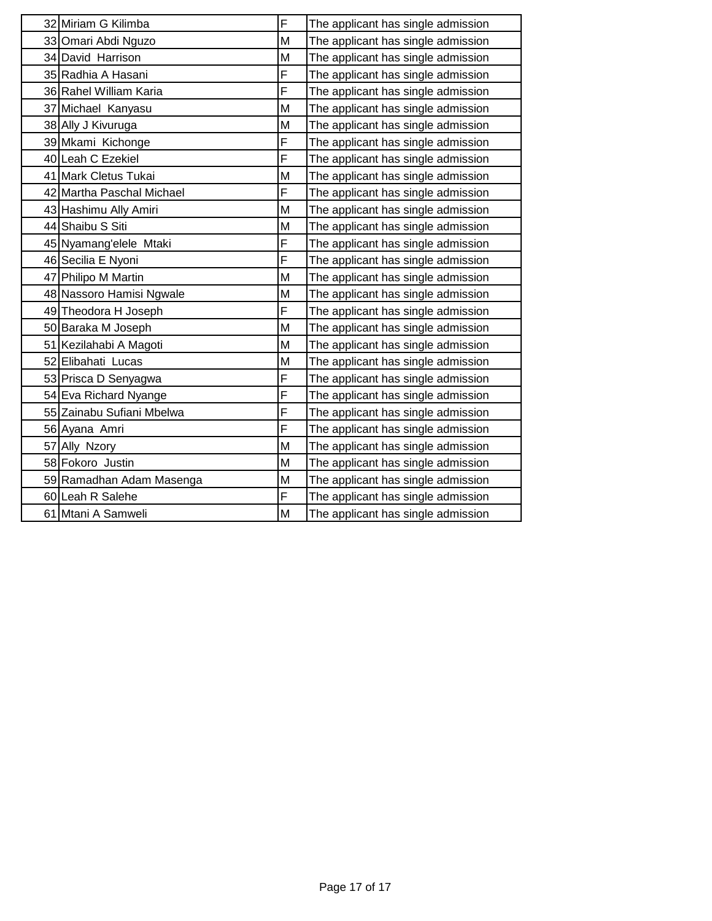| | | | |
|---|---|---|---|
| 32 | Miriam G Kilimba | F | The applicant has single admission |
| 33 | Omari Abdi Nguzo | M | The applicant has single admission |
| 34 | David  Harrison | M | The applicant has single admission |
| 35 | Radhia A Hasani | F | The applicant has single admission |
| 36 | Rahel William Karia | F | The applicant has single admission |
| 37 | Michael  Kanyasu | M | The applicant has single admission |
| 38 | Ally J Kivuruga | M | The applicant has single admission |
| 39 | Mkami  Kichonge | F | The applicant has single admission |
| 40 | Leah C Ezekiel | F | The applicant has single admission |
| 41 | Mark Cletus Tukai | M | The applicant has single admission |
| 42 | Martha Paschal Michael | F | The applicant has single admission |
| 43 | Hashimu Ally Amiri | M | The applicant has single admission |
| 44 | Shaibu S Siti | M | The applicant has single admission |
| 45 | Nyamang'elele  Mtaki | F | The applicant has single admission |
| 46 | Secilia E Nyoni | F | The applicant has single admission |
| 47 | Philipo M Martin | M | The applicant has single admission |
| 48 | Nassoro Hamisi Ngwale | M | The applicant has single admission |
| 49 | Theodora H Joseph | F | The applicant has single admission |
| 50 | Baraka M Joseph | M | The applicant has single admission |
| 51 | Kezilahabi A Magoti | M | The applicant has single admission |
| 52 | Elibahati  Lucas | M | The applicant has single admission |
| 53 | Prisca D Senyagwa | F | The applicant has single admission |
| 54 | Eva Richard Nyange | F | The applicant has single admission |
| 55 | Zainabu Sufiani Mbelwa | F | The applicant has single admission |
| 56 | Ayana  Amri | F | The applicant has single admission |
| 57 | Ally  Nzory | M | The applicant has single admission |
| 58 | Fokoro  Justin | M | The applicant has single admission |
| 59 | Ramadhan Adam Masenga | M | The applicant has single admission |
| 60 | Leah R Salehe | F | The applicant has single admission |
| 61 | Mtani A Samweli | M | The applicant has single admission |